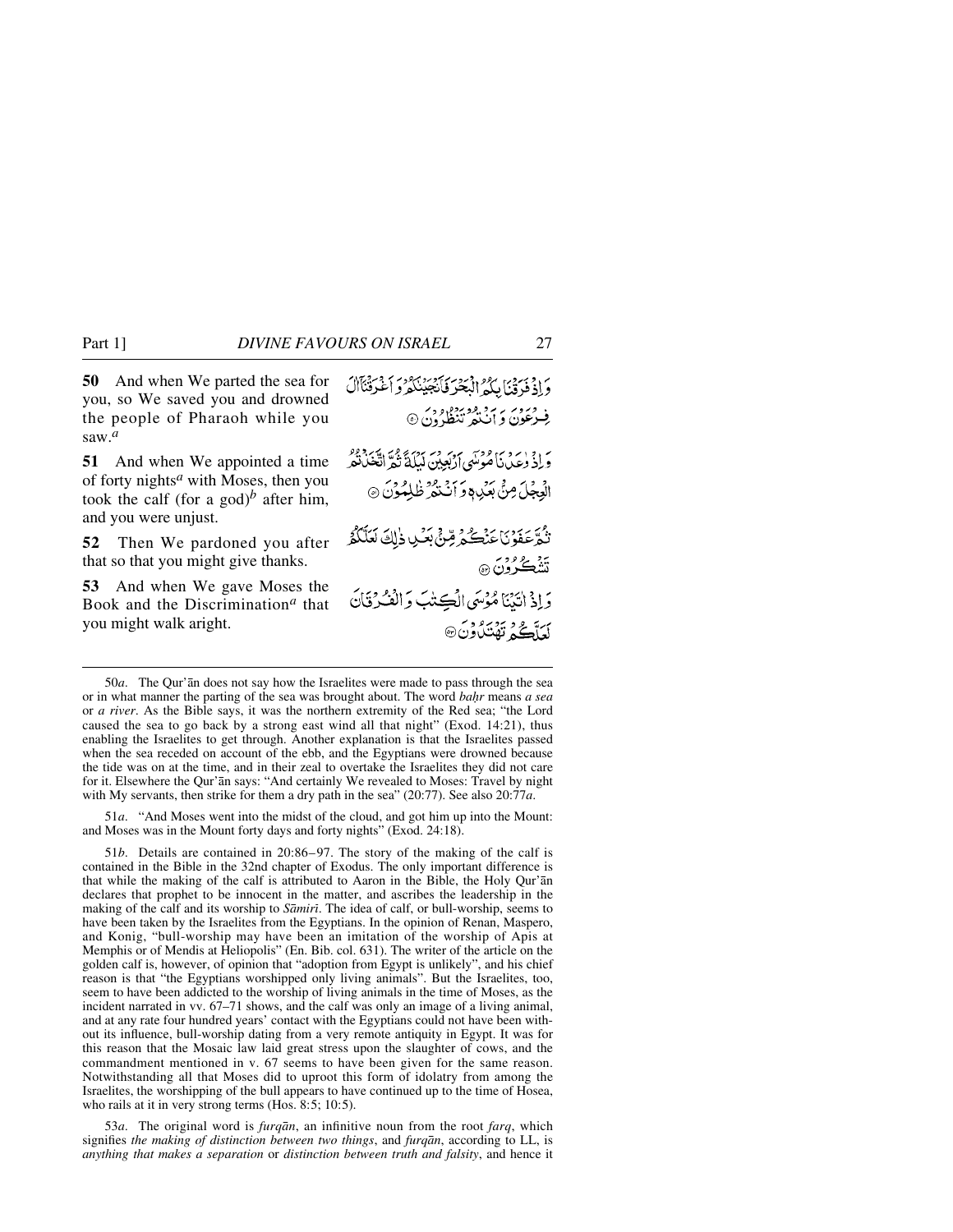**50** And when We parted the sea for you, so We saved you and drowned the people of Pharaoh while you saw.[a]

وَ اِذْ فَرَقْنَا بِكُمُ الْبَحْرَ فَاَنْجَيْنٰكُمْ وَ اَغْرَقْنَاۤ اٰلَ فِرْعَوْنَ وَ اَنْتُمْ تَنْظُرُوْنَ ﴿۵۰﴾

**51** And when We appointed a time of forty nights[a] with Moses, then you took the calf (for a god)[b] after him, and you were unjust.

وَ اِذْ وٰعَدْنَا مُوْسٰۤى اَرْبَعِيْنَ لَيْلَةً ثُمَّ اتَّخَذْتُمُ الْعِجْلَ مِنْۢ بَعْدِهٖ وَ اَنْتُمْ ظٰلِمُوْنَ ﴿۵۱﴾

**52** Then We pardoned you after that so that you might give thanks.

ثُمَّ عَفَوْنَا عَنْكُمْ مِّنْۢ بَعْدِ ذٰلِكَ لَعَلَّكُمْ تَشْكُرُوْنَ ﴿۵۲﴾

**53** And when We gave Moses the Book and the Discrimination[a] that you might walk aright.

وَ اِذْ اٰتَيْنَا مُوْسَى الْكِتٰبَ وَ الْفُرْقَانَ لَعَلَّكُمْ تَهْتَدُوْنَ ﴿۵۳﴾

---

50*a*. The Qur'ān does not say how the Israelites were made to pass through the sea or in what manner the parting of the sea was brought about. The word *baḥr* means *a sea* or *a river*. As the Bible says, it was the northern extremity of the Red sea; "the Lord caused the sea to go back by a strong east wind all that night" (Exod. 14:21), thus enabling the Israelites to get through. Another explanation is that the Israelites passed when the sea receded on account of the ebb, and the Egyptians were drowned because the tide was on at the time, and in their zeal to overtake the Israelites they did not care for it. Elsewhere the Qur'ān says: "And certainly We revealed to Moses: Travel by night with My servants, then strike for them a dry path in the sea" (20:77). See also 20:77*a*.

51*a*. "And Moses went into the midst of the cloud, and got him up into the Mount: and Moses was in the Mount forty days and forty nights" (Exod. 24:18).

51*b*. Details are contained in 20:86–97. The story of the making of the calf is contained in the Bible in the 32nd chapter of Exodus. The only important difference is that while the making of the calf is attributed to Aaron in the Bible, the Holy Qur'ān declares that prophet to be innocent in the matter, and ascribes the leadership in the making of the calf and its worship to *Sāmirī*. The idea of calf, or bull-worship, seems to have been taken by the Israelites from the Egyptians. In the opinion of Renan, Maspero, and Konig, "bull-worship may have been an imitation of the worship of Apis at Memphis or of Mendis at Heliopolis" (En. Bib. col. 631). The writer of the article on the golden calf is, however, of opinion that "adoption from Egypt is unlikely", and his chief reason is that "the Egyptians worshipped only living animals". But the Israelites, too, seem to have been addicted to the worship of living animals in the time of Moses, as the incident narrated in vv. 67–71 shows, and the calf was only an image of a living animal, and at any rate four hundred years' contact with the Egyptians could not have been without its influence, bull-worship dating from a very remote antiquity in Egypt. It was for this reason that the Mosaic law laid great stress upon the slaughter of cows, and the commandment mentioned in v. 67 seems to have been given for the same reason. Notwithstanding all that Moses did to uproot this form of idolatry from among the Israelites, the worshipping of the bull appears to have continued up to the time of Hosea, who rails at it in very strong terms (Hos. 8:5; 10:5).

53*a*. The original word is *furqān*, an infinitive noun from the root *farq*, which signifies *the making of distinction between two things*, and *furqān*, according to LL, is *anything that makes a separation* or *distinction between truth and falsity*, and hence it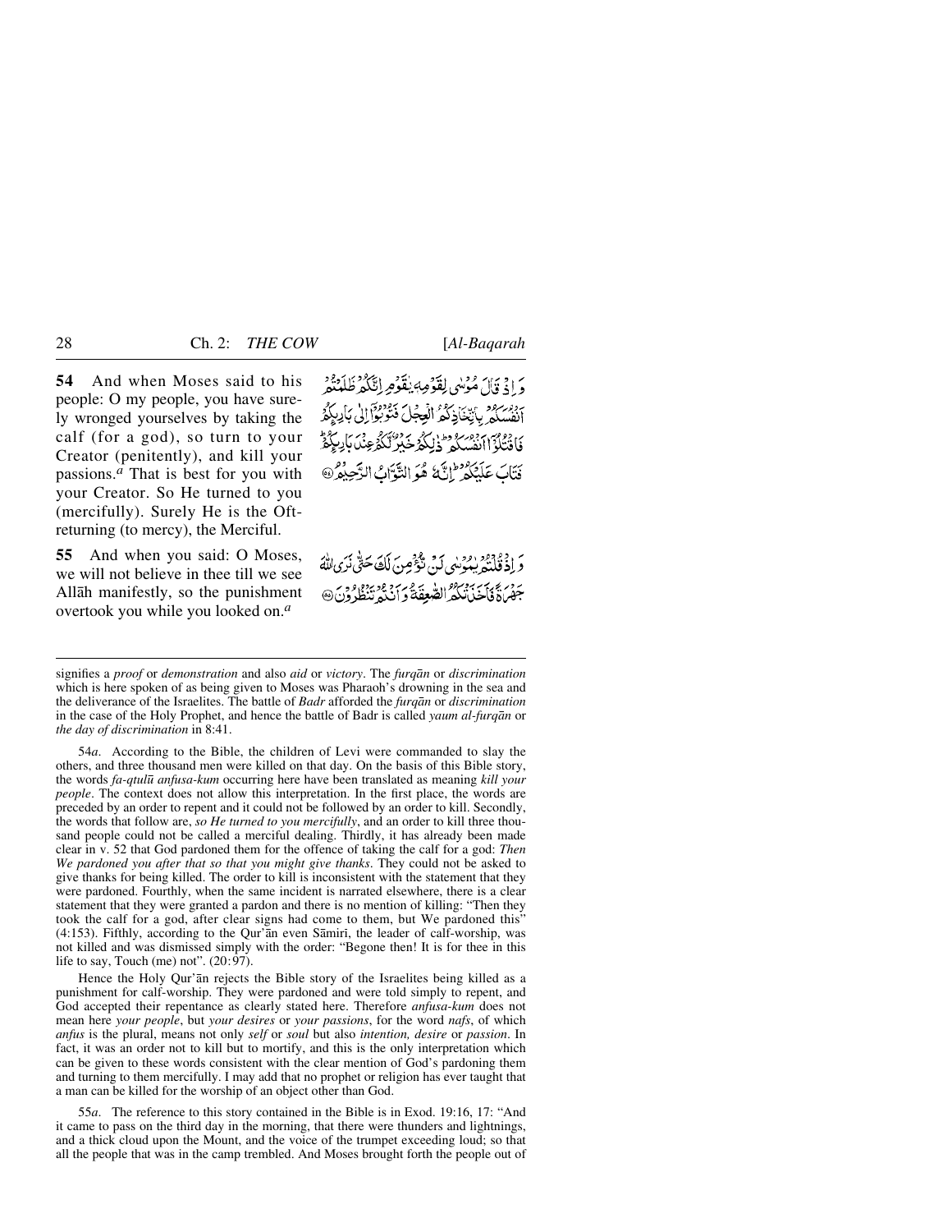**54** And when Moses said to his people: O my people, you have surely wronged yourselves by taking the calf (for a god), so turn to your Creator (penitently), and kill your passions.[a] That is best for you with your Creator. So He turned to you (mercifully). Surely He is the Oft-returning (to mercy), the Merciful.

وَ اِذۡ قَالَ مُوۡسٰی لِقَوۡمِہٖ یٰقَوۡمِ اِنَّکُمۡ ظَلَمۡتُمۡ اَنۡفُسَکُمۡ بِاتِّخَاذِکُمُ الۡعِجۡلَ فَتُوۡبُوۡۤا اِلٰی بَارِئِکُمۡ فَاقۡتُلُوۡۤا اَنۡفُسَکُمۡ ؕ ذٰلِکُمۡ خَیۡرٌ لَّکُمۡ عِنۡدَ بَارِئِکُمۡ ؕ فَتَابَ عَلَیۡکُمۡ ؕ اِنَّہٗ ہُوَ التَّوَّابُ الرَّحِیۡمُ ﴿۵۴﴾

**55** And when you said: O Moses, we will not believe in thee till we see Allāh manifestly, so the punishment overtook you while you looked on.[a]

وَ اِذۡ قُلۡتُمۡ یٰمُوۡسٰی لَنۡ نُّؤۡمِنَ لَکَ حَتّٰی نَرَی اللّٰہَ جَہۡرَۃً فَاَخَذَتۡکُمُ الصّٰعِقَۃُ وَ اَنۡتُمۡ تَنۡظُرُوۡنَ ﴿۵۵﴾

---

signifies a *proof* or *demonstration* and also *aid* or *victory*. The *furqān* or *discrimination* which is here spoken of as being given to Moses was Pharaoh's drowning in the sea and the deliverance of the Israelites. The battle of *Badr* afforded the *furqān* or *discrimination* in the case of the Holy Prophet, and hence the battle of Badr is called *yaum al-furqān* or *the day of discrimination* in 8:41.

54*a*. According to the Bible, the children of Levi were commanded to slay the others, and three thousand men were killed on that day. On the basis of this Bible story, the words *fa-qtulū anfusa-kum* occurring here have been translated as meaning *kill your people*. The context does not allow this interpretation. In the first place, the words are preceded by an order to repent and it could not be followed by an order to kill. Secondly, the words that follow are, *so He turned to you mercifully*, and an order to kill three thousand people could not be called a merciful dealing. Thirdly, it has already been made clear in v. 52 that God pardoned them for the offence of taking the calf for a god: *Then We pardoned you after that so that you might give thanks*. They could not be asked to give thanks for being killed. The order to kill is inconsistent with the statement that they were pardoned. Fourthly, when the same incident is narrated elsewhere, there is a clear statement that they were granted a pardon and there is no mention of killing: "Then they took the calf for a god, after clear signs had come to them, but We pardoned this" (4:153). Fifthly, according to the Qur'ān even Sāmirī, the leader of calf-worship, was not killed and was dismissed simply with the order: "Begone then! It is for thee in this life to say, Touch (me) not". (20:97).

Hence the Holy Qur'ān rejects the Bible story of the Israelites being killed as a punishment for calf-worship. They were pardoned and were told simply to repent, and God accepted their repentance as clearly stated here. Therefore *anfusa-kum* does not mean here *your people*, but *your desires* or *your passions*, for the word *nafs*, of which *anfus* is the plural, means not only *self* or *soul* but also *intention, desire* or *passion*. In fact, it was an order not to kill but to mortify, and this is the only interpretation which can be given to these words consistent with the clear mention of God's pardoning them and turning to them mercifully. I may add that no prophet or religion has ever taught that a man can be killed for the worship of an object other than God.

55*a*. The reference to this story contained in the Bible is in Exod. 19:16, 17: "And it came to pass on the third day in the morning, that there were thunders and lightnings, and a thick cloud upon the Mount, and the voice of the trumpet exceeding loud; so that all the people that was in the camp trembled. And Moses brought forth the people out of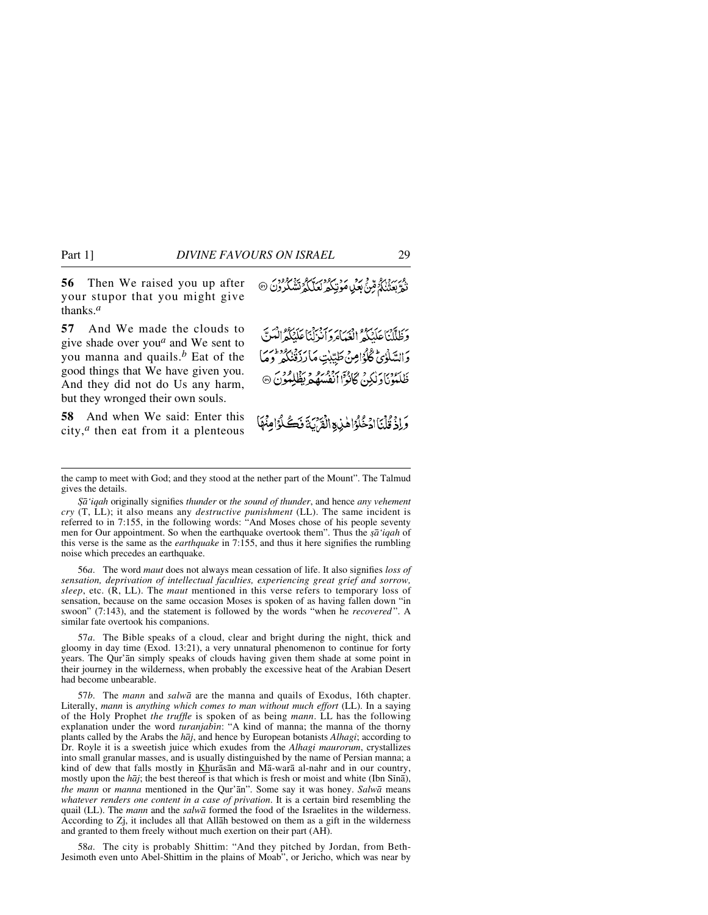**56** Then We raised you up after your stupor that you might give thanks.[a]

ثُمَّ بَعَثْنٰكُمْ مِّنْۢ بَعْدِ مَوْتِكُمْ لَعَلَّكُمْ تَشْكُرُوْنَ ﴿۵۶﴾

**57** And We made the clouds to give shade over you[a] and We sent to you manna and quails.[b] Eat of the good things that We have given you. And they did not do Us any harm, but they wronged their own souls.

وَظَلَّلْنَا عَلَيْكُمُ الْغَمَامَ وَاَنْزَلْنَا عَلَيْكُمُ الْمَنَّ وَالسَّلْوٰى ؕ كُلُوْا مِنْ طَيِّبٰتِ مَا رَزَقْنٰكُمْ ؕ وَمَا ظَلَمُوْنَا وَلٰكِنْ كَانُوْٓا اَنْفُسَهُمْ يَظْلِمُوْنَ ﴿۵۷﴾

**58** And when We said: Enter this city,[a] then eat from it a plenteous

وَاِذْ قُلْنَا ادْخُلُوْا هٰذِهِ الْقَرْيَةَ فَكُلُوْا مِنْهَا

---

the camp to meet with God; and they stood at the nether part of the Mount". The Talmud gives the details.

*Ṣā'iqah* originally signifies *thunder* or *the sound of thunder*, and hence *any vehement cry* (T, LL); it also means any *destructive punishment* (LL). The same incident is referred to in 7:155, in the following words: "And Moses chose of his people seventy men for Our appointment. So when the earthquake overtook them". Thus the *ṣā'iqah* of this verse is the same as the *earthquake* in 7:155, and thus it here signifies the rumbling noise which precedes an earthquake.

56*a*. The word *maut* does not always mean cessation of life. It also signifies *loss of sensation, deprivation of intellectual faculties, experiencing great grief and sorrow, sleep*, etc. (R, LL). The *maut* mentioned in this verse refers to temporary loss of sensation, because on the same occasion Moses is spoken of as having fallen down "in swoon" (7:143), and the statement is followed by the words "when he *recovered*". A similar fate overtook his companions.

57*a*. The Bible speaks of a cloud, clear and bright during the night, thick and gloomy in day time (Exod. 13:21), a very unnatural phenomenon to continue for forty years. The Qur'ān simply speaks of clouds having given them shade at some point in their journey in the wilderness, when probably the excessive heat of the Arabian Desert had become unbearable.

57*b*. The *mann* and *salwā* are the manna and quails of Exodus, 16th chapter. Literally, *mann* is *anything which comes to man without much effort* (LL). In a saying of the Holy Prophet *the truffle* is spoken of as being *mann*. LL has the following explanation under the word *turanjabīn*: "A kind of manna; the manna of the thorny plants called by the Arabs the *ḥāj*, and hence by European botanists *Alhagi*; according to Dr. Royle it is a sweetish juice which exudes from the *Alhagi maurorum*, crystallizes into small granular masses, and is usually distinguished by the name of Persian manna; a kind of dew that falls mostly in Khurāsān and Mā-warā al-nahr and in our country, mostly upon the *ḥāj*; the best thereof is that which is fresh or moist and white (Ibn Sīnā), *the mann* or *manna* mentioned in the Qur'ān". Some say it was honey. *Salwā* means *whatever renders one content in a case of privation*. It is a certain bird resembling the quail (LL). The *mann* and the *salwā* formed the food of the Israelites in the wilderness. According to Zj, it includes all that Allāh bestowed on them as a gift in the wilderness and granted to them freely without much exertion on their part (AH).

58*a*. The city is probably Shittim: "And they pitched by Jordan, from Beth-Jesimoth even unto Abel-Shittim in the plains of Moab", or Jericho, which was near by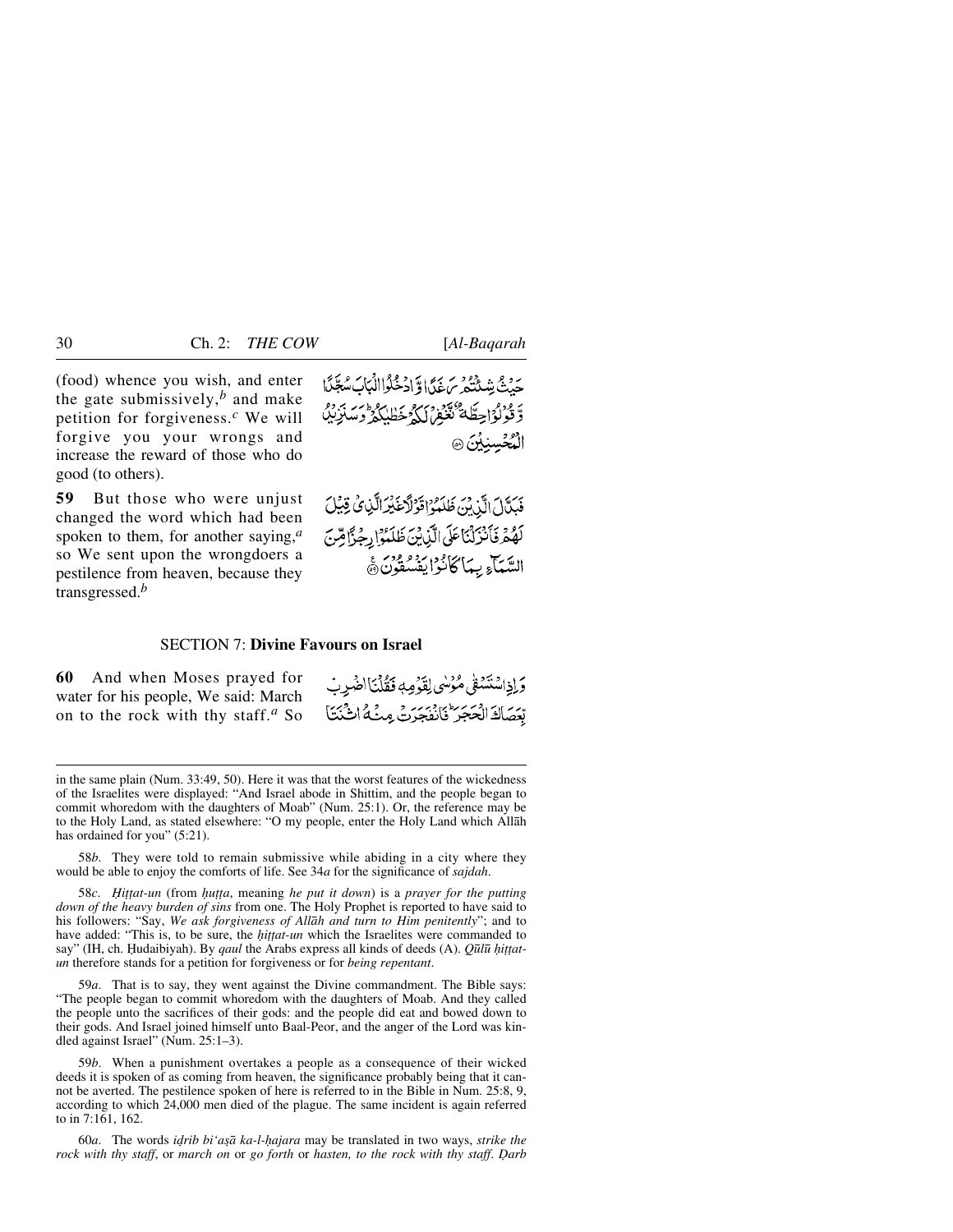(food) whence you wish, and enter the gate submissively,[b] and make petition for forgiveness.[c] We will forgive you your wrongs and increase the reward of those who do good (to others).

حَيْثُ شِئْتُمْ رَغَدًا وَّادْخُلُوا الْبَابَ سُجَّدًا وَّقُوْلُوْا حِطَّةٌ نَّغْفِرْ لَكُمْ خَطٰيٰكُمْ ؕ وَسَنَزِيْدُ الْمُحْسِنِيْنَ ﴿۵۸﴾

**59** But those who were unjust changed the word which had been spoken to them, for another saying,[a] so We sent upon the wrongdoers a pestilence from heaven, because they transgressed.[b]

فَبَدَّلَ الَّذِيْنَ ظَلَمُوْا قَوْلًا غَيْرَ الَّذِيْ قِيْلَ لَهُمْ فَاَنْزَلْنَا عَلَى الَّذِيْنَ ظَلَمُوْا رِجْزًا مِّنَ السَّمَآءِ بِمَا كَانُوْا يَفْسُقُوْنَ ﴿۵۹﴾

## SECTION 7: **Divine Favours on Israel**

**60** And when Moses prayed for water for his people, We said: March on to the rock with thy staff.[a] So

وَاِذِ اسْتَسْقٰى مُوْسٰى لِقَوْمِهٖ فَقُلْنَا اضْرِبْ بِّعَصَاكَ الْحَجَرَ ؕ فَانْفَجَرَتْ مِنْهُ اثْنَتَا

---

in the same plain (Num. 33:49, 50). Here it was that the worst features of the wickedness of the Israelites were displayed: "And Israel abode in Shittim, and the people began to commit whoredom with the daughters of Moab" (Num. 25:1). Or, the reference may be to the Holy Land, as stated elsewhere: "O my people, enter the Holy Land which Allāh has ordained for you" (5:21).

58*b*. They were told to remain submissive while abiding in a city where they would be able to enjoy the comforts of life. See 34*a* for the significance of *sajdah*.

58*c*. *Ḥiṭṭat-un* (from *ḥuṭṭa*, meaning *he put it down*) is a *prayer for the putting down of the heavy burden of sins* from one. The Holy Prophet is reported to have said to his followers: "Say, *We ask forgiveness of Allāh and turn to Him penitently*"; and to have added: "This is, to be sure, the *ḥiṭṭat-un* which the Israelites were commanded to say" (IH, ch. Ḥudaibiyah). By *qaul* the Arabs express all kinds of deeds (A). *Qūlū ḥiṭṭat-un* therefore stands for a petition for forgiveness or for *being repentant*.

59*a*. That is to say, they went against the Divine commandment. The Bible says: "The people began to commit whoredom with the daughters of Moab. And they called the people unto the sacrifices of their gods: and the people did eat and bowed down to their gods. And Israel joined himself unto Baal-Peor, and the anger of the Lord was kindled against Israel" (Num. 25:1–3).

59*b*. When a punishment overtakes a people as a consequence of their wicked deeds it is spoken of as coming from heaven, the significance probably being that it cannot be averted. The pestilence spoken of here is referred to in the Bible in Num. 25:8, 9, according to which 24,000 men died of the plague. The same incident is again referred to in 7:161, 162.

60*a*. The words *iḍrib bi'aṣā ka-l-ḥajara* may be translated in two ways, *strike the rock with thy staff*, or *march on* or *go forth* or *hasten, to the rock with thy staff*. *Ḍarb*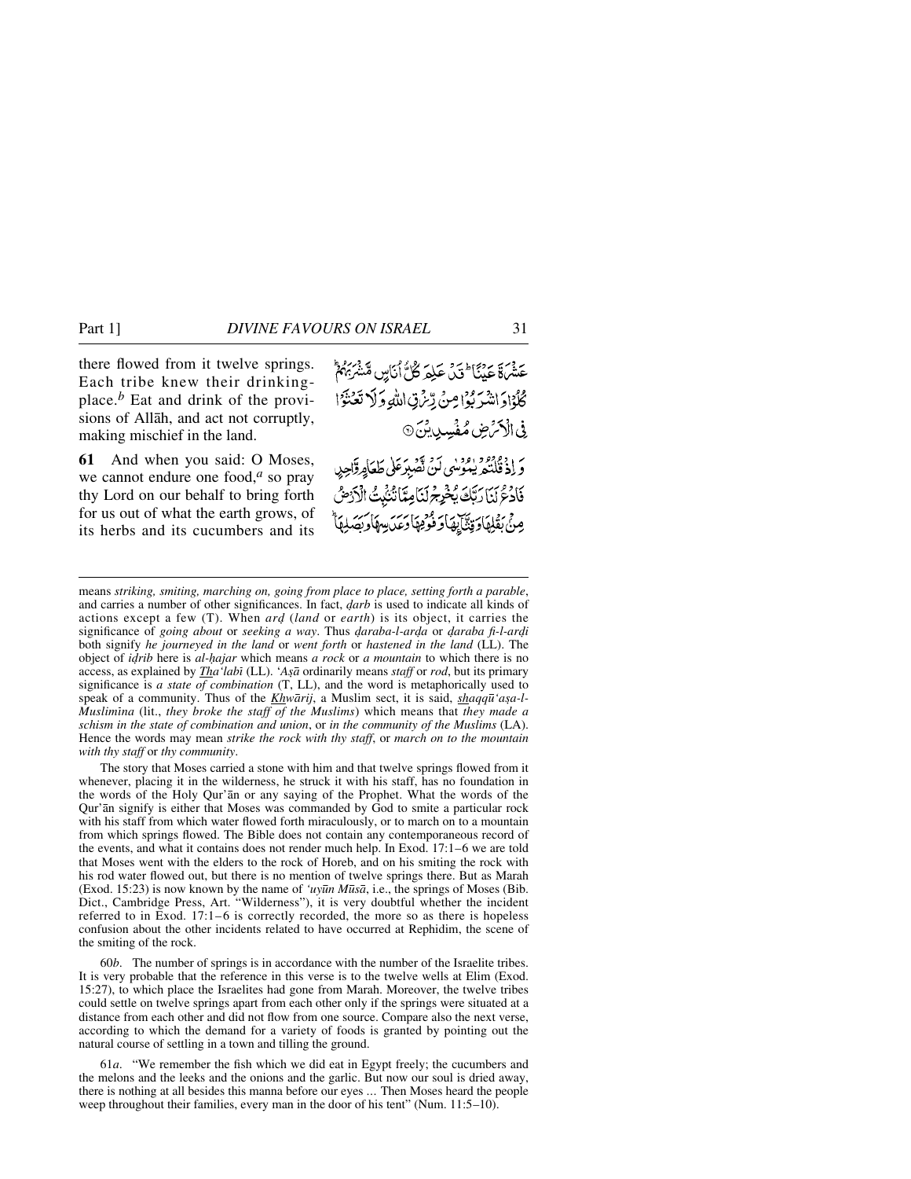there flowed from it twelve springs. Each tribe knew their drinking-place.[b] Eat and drink of the provisions of Allāh, and act not corruptly, making mischief in the land.

عَشْرَةَ عَيْنًا ۭ قَدْ عَلِمَ كُلُّ أُنَاسٍ مَّشْرَبَهُمْ ۭ كُلُوْا وَاشْرَبُوْا مِنْ رِّزْقِ اللّٰهِ وَلَا تَعْثَوْا فِي الْأَرْضِ مُفْسِدِيْنَ ۝

**61** And when you said: O Moses, we cannot endure one food,[a] so pray thy Lord on our behalf to bring forth for us out of what the earth grows, of its herbs and its cucumbers and its

وَإِذْ قُلْتُمْ يٰمُوْسٰى لَنْ نَّصْبِرَ عَلٰى طَعَامٍ وَّاحِدٍ فَادْعُ لَنَا رَبَّكَ يُخْرِجْ لَنَا مِمَّا تُنْۢبِتُ الْأَرْضُ مِنْۢ بَقْلِهَا وَقِثَّآئِهَا وَفُوْمِهَا وَعَدَسِهَا وَبَصَلِهَا ۭ

---

means *striking, smiting, marching on, going from place to place, setting forth a parable*, and carries a number of other significances. In fact, *ḍarb* is used to indicate all kinds of actions except a few (T). When *arḍ* (*land* or *earth*) is its object, it carries the significance of *going about* or *seeking a way*. Thus *ḍaraba-l-arḍa* or *ḍaraba fi-l-arḍi* both signify *he journeyed in the land* or *went forth* or *hastened in the land* (LL). The object of *iḍrib* here is *al-ḥajar* which means *a rock* or *a mountain* to which there is no access, as explained by *Tha'labī* (LL). *'Aṣā* ordinarily means *staff* or *rod*, but its primary significance is *a state of combination* (T, LL), and the word is metaphorically used to speak of a community. Thus of the *Khwārij*, a Muslim sect, it is said, *shaqqū 'aṣa-l-Muslimīna* (lit., *they broke the staff of the Muslims*) which means that *they made a schism in the state of combination and union*, or *in the community of the Muslims* (LA). Hence the words may mean *strike the rock with thy staff*, or *march on to the mountain with thy staff* or *thy community*.

The story that Moses carried a stone with him and that twelve springs flowed from it whenever, placing it in the wilderness, he struck it with his staff, has no foundation in the words of the Holy Qur'ān or any saying of the Prophet. What the words of the Qur'ān signify is either that Moses was commanded by God to smite a particular rock with his staff from which water flowed forth miraculously, or to march on to a mountain from which springs flowed. The Bible does not contain any contemporaneous record of the events, and what it contains does not render much help. In Exod. 17:1–6 we are told that Moses went with the elders to the rock of Horeb, and on his smiting the rock with his rod water flowed out, but there is no mention of twelve springs there. But as Marah (Exod. 15:23) is now known by the name of *'uyūn Mūsā*, i.e., the springs of Moses (Bib. Dict., Cambridge Press, Art. "Wilderness"), it is very doubtful whether the incident referred to in Exod. 17:1–6 is correctly recorded, the more so as there is hopeless confusion about the other incidents related to have occurred at Rephidim, the scene of the smiting of the rock.

60*b*. The number of springs is in accordance with the number of the Israelite tribes. It is very probable that the reference in this verse is to the twelve wells at Elim (Exod. 15:27), to which place the Israelites had gone from Marah. Moreover, the twelve tribes could settle on twelve springs apart from each other only if the springs were situated at a distance from each other and did not flow from one source. Compare also the next verse, according to which the demand for a variety of foods is granted by pointing out the natural course of settling in a town and tilling the ground.

61*a*. "We remember the fish which we did eat in Egypt freely; the cucumbers and the melons and the leeks and the onions and the garlic. But now our soul is dried away, there is nothing at all besides this manna before our eyes ... Then Moses heard the people weep throughout their families, every man in the door of his tent" (Num. 11:5–10).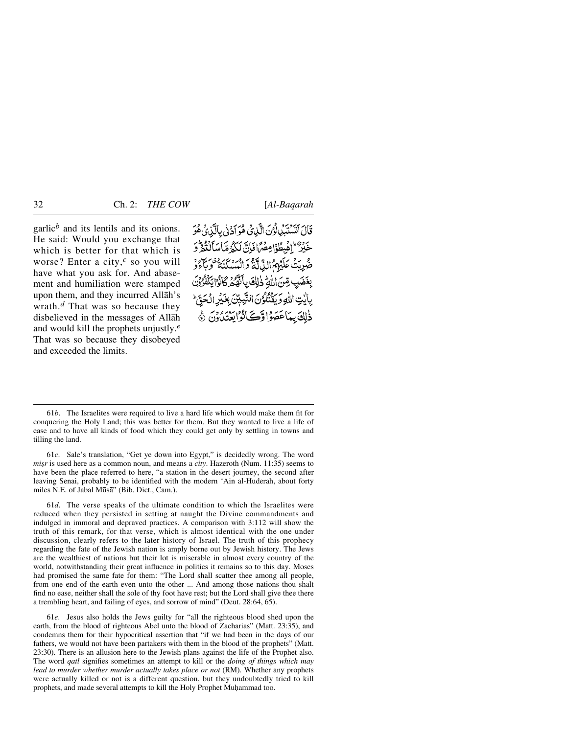garlic*b* and its lentils and its onions. He said: Would you exchange that which is better for that which is worse? Enter a city,*c* so you will have what you ask for. And abasement and humiliation were stamped upon them, and they incurred Allāh's wrath.*d* That was so because they disbelieved in the messages of Allāh and would kill the prophets unjustly.*e* That was so because they disobeyed and exceeded the limits.

قَالَ اَتَسۡتَبۡدِلُوۡنَ الَّذِیۡ هُوَ اَدۡنٰی بِالَّذِیۡ هُوَ خَیۡرٌ ؕ اِهۡبِطُوۡا مِصۡرًا فَاِنَّ لَکُمۡ مَّا سَاَلۡتُمۡ ؕ وَ ضُرِبَتۡ عَلَیۡهِمُ الذِّلَّۃُ وَ الۡمَسۡکَنَۃُ ٭ وَ بَآءُوۡ بِغَضَبٍ مِّنَ اللّٰهِ ؕ ذٰلِکَ بِاَنَّهُمۡ کَانُوۡا یَکۡفُرُوۡنَ بِاٰیٰتِ اللّٰهِ وَ یَقۡتُلُوۡنَ النَّبِیّٖنَ بِغَیۡرِ الۡحَقِّ ؕ ذٰلِکَ بِمَا عَصَوۡا وَّ کَانُوۡا یَعۡتَدُوۡنَ ﴿۶۱﴾

---

61*b*. The Israelites were required to live a hard life which would make them fit for conquering the Holy Land; this was better for them. But they wanted to live a life of ease and to have all kinds of food which they could get only by settling in towns and tilling the land.

61*c*. Sale's translation, "Get ye down into Egypt," is decidedly wrong. The word *miṣr* is used here as a common noun, and means a *city*. Hazeroth (Num. 11:35) seems to have been the place referred to here, "a station in the desert journey, the second after leaving Senai, probably to be identified with the modern 'Ain al-Huderah, about forty miles N.E. of Jabal Mūsā" (Bib. Dict., Cam.).

61*d*. The verse speaks of the ultimate condition to which the Israelites were reduced when they persisted in setting at naught the Divine commandments and indulged in immoral and depraved practices. A comparison with 3:112 will show the truth of this remark, for that verse, which is almost identical with the one under discussion, clearly refers to the later history of Israel. The truth of this prophecy regarding the fate of the Jewish nation is amply borne out by Jewish history. The Jews are the wealthiest of nations but their lot is miserable in almost every country of the world, notwithstanding their great influence in politics it remains so to this day. Moses had promised the same fate for them: "The Lord shall scatter thee among all people, from one end of the earth even unto the other ... And among those nations thou shalt find no ease, neither shall the sole of thy foot have rest; but the Lord shall give thee there a trembling heart, and failing of eyes, and sorrow of mind" (Deut. 28:64, 65).

61*e*. Jesus also holds the Jews guilty for "all the righteous blood shed upon the earth, from the blood of righteous Abel unto the blood of Zacharias" (Matt. 23:35), and condemns them for their hypocritical assertion that "if we had been in the days of our fathers, we would not have been partakers with them in the blood of the prophets" (Matt. 23:30). There is an allusion here to the Jewish plans against the life of the Prophet also. The word *qatl* signifies sometimes an attempt to kill or the *doing of things which may lead to murder whether murder actually takes place or not* (RM). Whether any prophets were actually killed or not is a different question, but they undoubtedly tried to kill prophets, and made several attempts to kill the Holy Prophet Muḥammad too.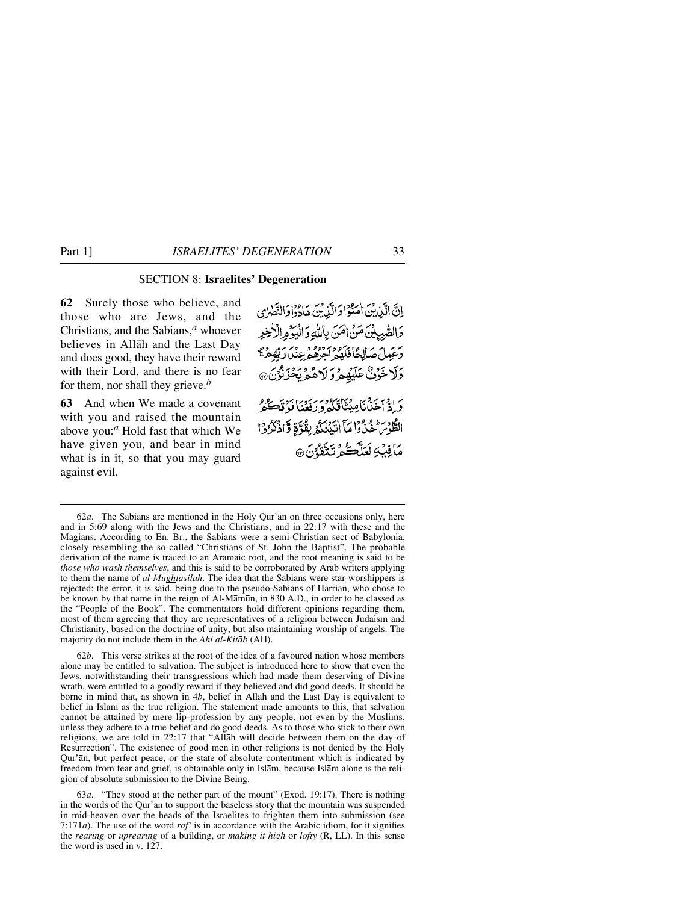## SECTION 8: **Israelites' Degeneration**

**62** Surely those who believe, and those who are Jews, and the Christians, and the Sabians,[a] whoever believes in Allāh and the Last Day and does good, they have their reward with their Lord, and there is no fear for them, nor shall they grieve.[b]

إِنَّ الَّذِينَ آمَنُوا وَالَّذِينَ هَادُوا وَالنَّصَارَىٰ وَالصَّابِئِينَ مَنْ آمَنَ بِاللَّهِ وَالْيَوْمِ الْآخِرِ وَعَمِلَ صَالِحًا فَلَهُمْ أَجْرُهُمْ عِنْدَ رَبِّهِمْ وَلَا خَوْفٌ عَلَيْهِمْ وَلَا هُمْ يَحْزَنُونَ ﴿٦٢﴾

**63** And when We made a covenant with you and raised the mountain above you:[a] Hold fast that which We have given you, and bear in mind what is in it, so that you may guard against evil.

وَإِذْ أَخَذْنَا مِيثَاقَكُمْ وَرَفَعْنَا فَوْقَكُمُ الطُّورَ خُذُوا مَا آتَيْنَاكُمْ بِقُوَّةٍ وَاذْكُرُوا مَا فِيهِ لَعَلَّكُمْ تَتَّقُونَ ﴿٦٣﴾

---

62*a*. The Sabians are mentioned in the Holy Qur'ān on three occasions only, here and in 5:69 along with the Jews and the Christians, and in 22:17 with these and the Magians. According to En. Br., the Sabians were a semi-Christian sect of Babylonia, closely resembling the so-called "Christians of St. John the Baptist". The probable derivation of the name is traced to an Aramaic root, and the root meaning is said to be *those who wash themselves*, and this is said to be corroborated by Arab writers applying to them the name of *al-Mughtasilah*. The idea that the Sabians were star-worshippers is rejected; the error, it is said, being due to the pseudo-Sabians of Harrian, who chose to be known by that name in the reign of Al-Māmūn, in 830 A.D., in order to be classed as the "People of the Book". The commentators hold different opinions regarding them, most of them agreeing that they are representatives of a religion between Judaism and Christianity, based on the doctrine of unity, but also maintaining worship of angels. The majority do not include them in the *Ahl al-Kitāb* (AH).

62*b*. This verse strikes at the root of the idea of a favoured nation whose members alone may be entitled to salvation. The subject is introduced here to show that even the Jews, notwithstanding their transgressions which had made them deserving of Divine wrath, were entitled to a goodly reward if they believed and did good deeds. It should be borne in mind that, as shown in 4*b*, belief in Allāh and the Last Day is equivalent to belief in Islām as the true religion. The statement made amounts to this, that salvation cannot be attained by mere lip-profession by any people, not even by the Muslims, unless they adhere to a true belief and do good deeds. As to those who stick to their own religions, we are told in 22:17 that "Allāh will decide between them on the day of Resurrection". The existence of good men in other religions is not denied by the Holy Qur'ān, but perfect peace, or the state of absolute contentment which is indicated by freedom from fear and grief, is obtainable only in Islām, because Islām alone is the religion of absolute submission to the Divine Being.

63*a*. "They stood at the nether part of the mount" (Exod. 19:17). There is nothing in the words of the Qur'ān to support the baseless story that the mountain was suspended in mid-heaven over the heads of the Israelites to frighten them into submission (see 7:171*a*). The use of the word *raf'* is in accordance with the Arabic idiom, for it signifies the *rearing* or *uprearing* of a building, or *making it high* or *lofty* (R, LL). In this sense the word is used in v. 127.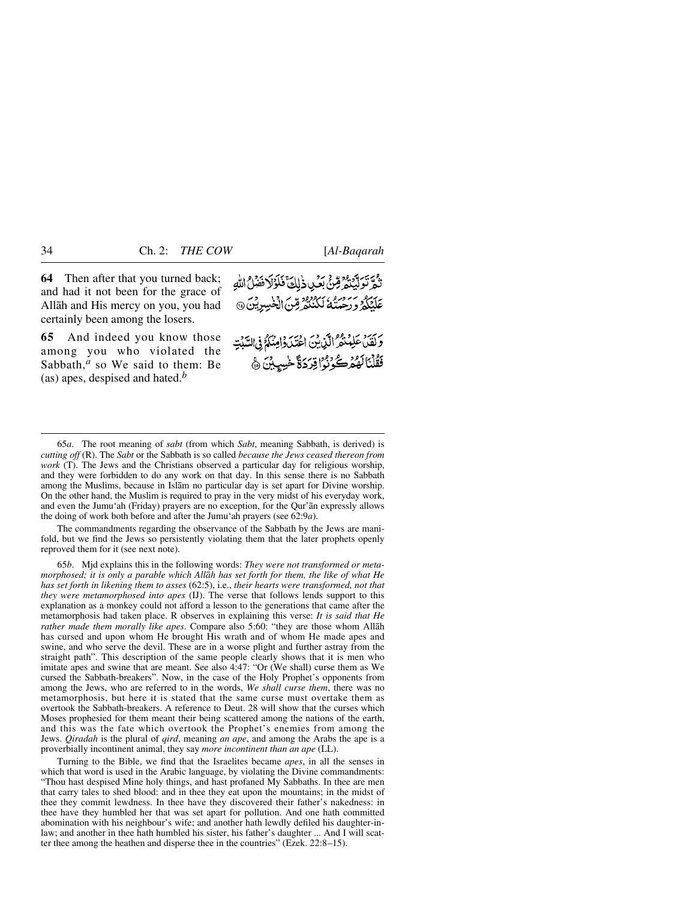**64** Then after that you turned back; and had it not been for the grace of Allāh and His mercy on you, you had certainly been among the losers.

ثُمَّ تَوَلَّيْتُمْ مِّنْ بَعْدِ ذٰلِكَ ۚ فَلَوْلَا فَضْلُ اللّٰهِ عَلَيْكُمْ وَرَحْمَتُهُ لَكُنْتُمْ مِّنَ الْخٰسِرِيْنَ ﴿۶۴﴾

**65** And indeed you know those among you who violated the Sabbath,[a] so We said to them: Be (as) apes, despised and hated.[b]

وَلَقَدْ عَلِمْتُمُ الَّذِيْنَ اعْتَدَوْا مِنْكُمْ فِي السَّبْتِ فَقُلْنَا لَهُمْ كُوْنُوْا قِرَدَةً خٰسِئِيْنَ ﴿۶۵﴾

---

65*a*. The root meaning of *sabt* (from which *Sabt*, meaning Sabbath, is derived) is *cutting off* (R). The *Sabt* or the Sabbath is so called *because the Jews ceased thereon from work* (T). The Jews and the Christians observed a particular day for religious worship, and they were forbidden to do any work on that day. In this sense there is no Sabbath among the Muslims, because in Islām no particular day is set apart for Divine worship. On the other hand, the Muslim is required to pray in the very midst of his everyday work, and even the Jumu'ah (Friday) prayers are no exception, for the Qur'ān expressly allows the doing of work both before and after the Jumu'ah prayers (see 62:9*a*).

The commandments regarding the observance of the Sabbath by the Jews are manifold, but we find the Jews so persistently violating them that the later prophets openly reproved them for it (see next note).

65*b*. Mjd explains this in the following words: *They were not transformed or metamorphosed; it is only a parable which Allāh has set forth for them, the like of what He has set forth in likening them to asses* (62:5), i.e., *their hearts were transformed, not that they were metamorphosed into apes* (IJ). The verse that follows lends support to this explanation as a monkey could not afford a lesson to the generations that came after the metamorphosis had taken place. R observes in explaining this verse: *It is said that He rather made them morally like apes*. Compare also 5:60: "they are those whom Allāh has cursed and upon whom He brought His wrath and of whom He made apes and swine, and who serve the devil. These are in a worse plight and further astray from the straight path". This description of the same people clearly shows that it is men who imitate apes and swine that are meant. See also 4:47: "Or (We shall) curse them as We cursed the Sabbath-breakers". Now, in the case of the Holy Prophet's opponents from among the Jews, who are referred to in the words, *We shall curse them*, there was no metamorphosis, but here it is stated that the same curse must overtake them as overtook the Sabbath-breakers. A reference to Deut. 28 will show that the curses which Moses prophesied for them meant their being scattered among the nations of the earth, and this was the fate which overtook the Prophet's enemies from among the Jews. *Qiradah* is the plural of *qird*, meaning *an ape*, and among the Arabs the ape is a proverbially incontinent animal, they say *more incontinent than an ape* (LL).

Turning to the Bible, we find that the Israelites became *apes*, in all the senses in which that word is used in the Arabic language, by violating the Divine commandments: "Thou hast despised Mine holy things, and hast profaned My Sabbaths. In thee are men that carry tales to shed blood: and in thee they eat upon the mountains; in the midst of thee they commit lewdness. In thee have they discovered their father's nakedness: in thee have they humbled her that was set apart for pollution. And one hath committed abomination with his neighbour's wife; and another hath lewdly defiled his daughter-in-law; and another in thee hath humbled his sister, his father's daughter ... And I will scatter thee among the heathen and disperse thee in the countries" (Ezek. 22:8–15).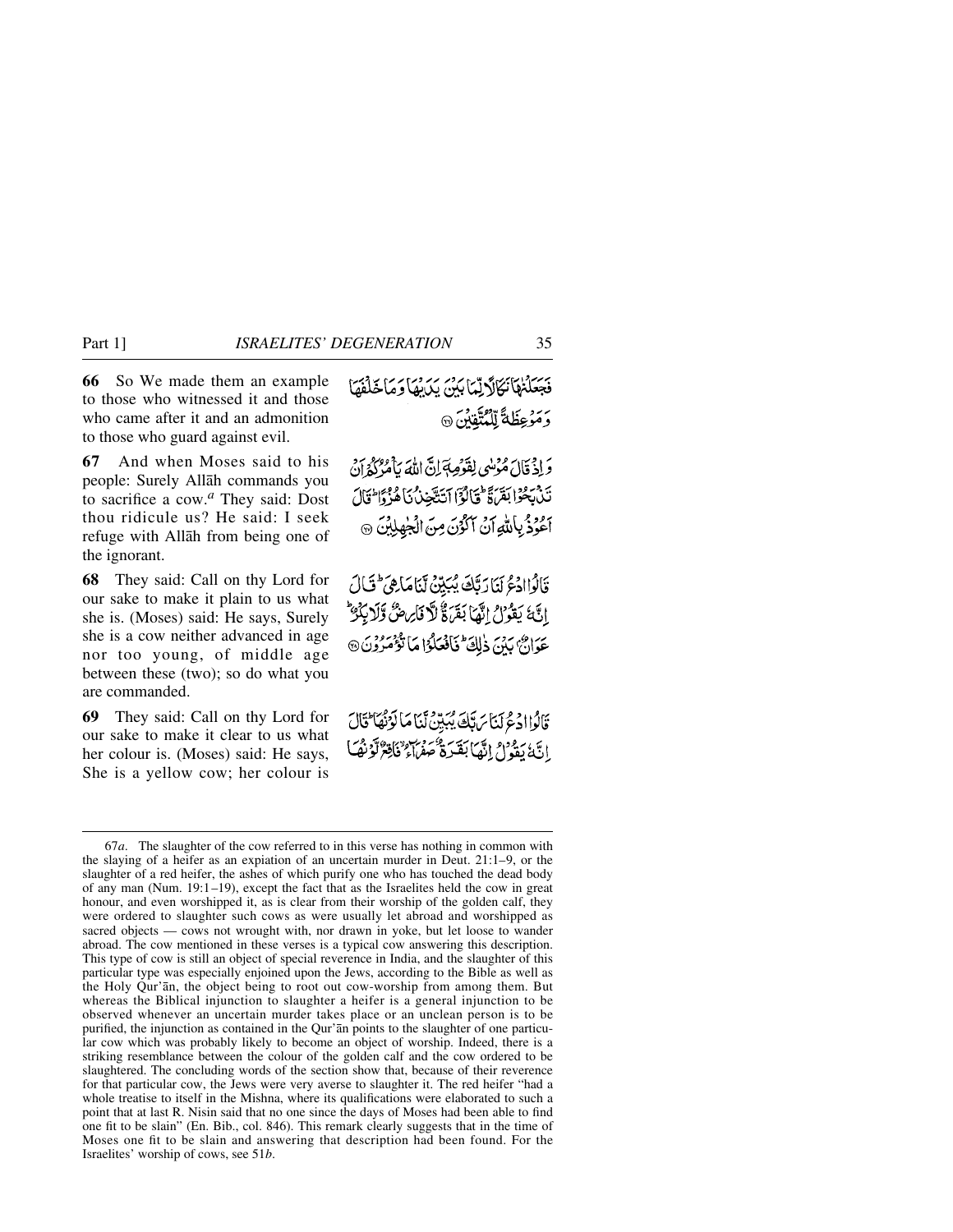**66** So We made them an example to those who witnessed it and those who came after it and an admonition to those who guard against evil.

فَجَعَلْنٰهَا نَكَالًا لِّمَا بَيْنَ يَدَيْهَا وَمَا خَلْفَهَا وَمَوْعِظَةً لِّلْمُتَّقِيْنَ ۝

**67** And when Moses said to his people: Surely Allāh commands you to sacrifice a cow.[a] They said: Dost thou ridicule us? He said: I seek refuge with Allāh from being one of the ignorant.

وَ اِذْ قَالَ مُوْسٰى لِقَوْمِهٖٓ اِنَّ اللّٰهَ يَاْمُرُكُمْ اَنْ تَذْبَحُوْا بَقَرَةً ۭ قَالُوْٓا اَتَتَّخِذُنَا هُزُوًا ۭ قَالَ اَعُوْذُ بِاللّٰهِ اَنْ اَكُوْنَ مِنَ الْجٰهِلِيْنَ ۝

**68** They said: Call on thy Lord for our sake to make it plain to us what she is. (Moses) said: He says, Surely she is a cow neither advanced in age nor too young, of middle age between these (two); so do what you are commanded.

قَالُوا ادْعُ لَنَا رَبَّكَ يُبَيِّنْ لَّنَا مَا هِيَ ۭ قَالَ اِنَّهٗ يَقُوْلُ اِنَّهَا بَقَرَةٌ لَّا فَارِضٌ وَّلَا بِكْرٌ ۭ عَوَانٌۢ بَيْنَ ذٰلِكَ ۭ فَافْعَلُوْا مَا تُؤْمَرُوْنَ ۝

**69** They said: Call on thy Lord for our sake to make it clear to us what her colour is. (Moses) said: He says, She is a yellow cow; her colour is

قَالُوا ادْعُ لَنَا رَبَّكَ يُبَيِّنْ لَّنَا مَا لَوْنُهَا ۭ قَالَ اِنَّهٗ يَقُوْلُ اِنَّهَا بَقَرَةٌ صَفْرَآءُ ۙ فَاقِعٌ لَّوْنُهَا

---

67*a*. The slaughter of the cow referred to in this verse has nothing in common with the slaying of a heifer as an expiation of an uncertain murder in Deut. 21:1–9, or the slaughter of a red heifer, the ashes of which purify one who has touched the dead body of any man (Num. 19:1–19), except the fact that as the Israelites held the cow in great honour, and even worshipped it, as is clear from their worship of the golden calf, they were ordered to slaughter such cows as were usually let abroad and worshipped as sacred objects — cows not wrought with, nor drawn in yoke, but let loose to wander abroad. The cow mentioned in these verses is a typical cow answering this description. This type of cow is still an object of special reverence in India, and the slaughter of this particular type was especially enjoined upon the Jews, according to the Bible as well as the Holy Qur'ān, the object being to root out cow-worship from among them. But whereas the Biblical injunction to slaughter a heifer is a general injunction to be observed whenever an uncertain murder takes place or an unclean person is to be purified, the injunction as contained in the Qur'ān points to the slaughter of one particular cow which was probably likely to become an object of worship. Indeed, there is a striking resemblance between the colour of the golden calf and the cow ordered to be slaughtered. The concluding words of the section show that, because of their reverence for that particular cow, the Jews were very averse to slaughter it. The red heifer "had a whole treatise to itself in the Mishna, where its qualifications were elaborated to such a point that at last R. Nisin said that no one since the days of Moses had been able to find one fit to be slain" (En. Bib., col. 846). This remark clearly suggests that in the time of Moses one fit to be slain and answering that description had been found. For the Israelites' worship of cows, see 51*b*.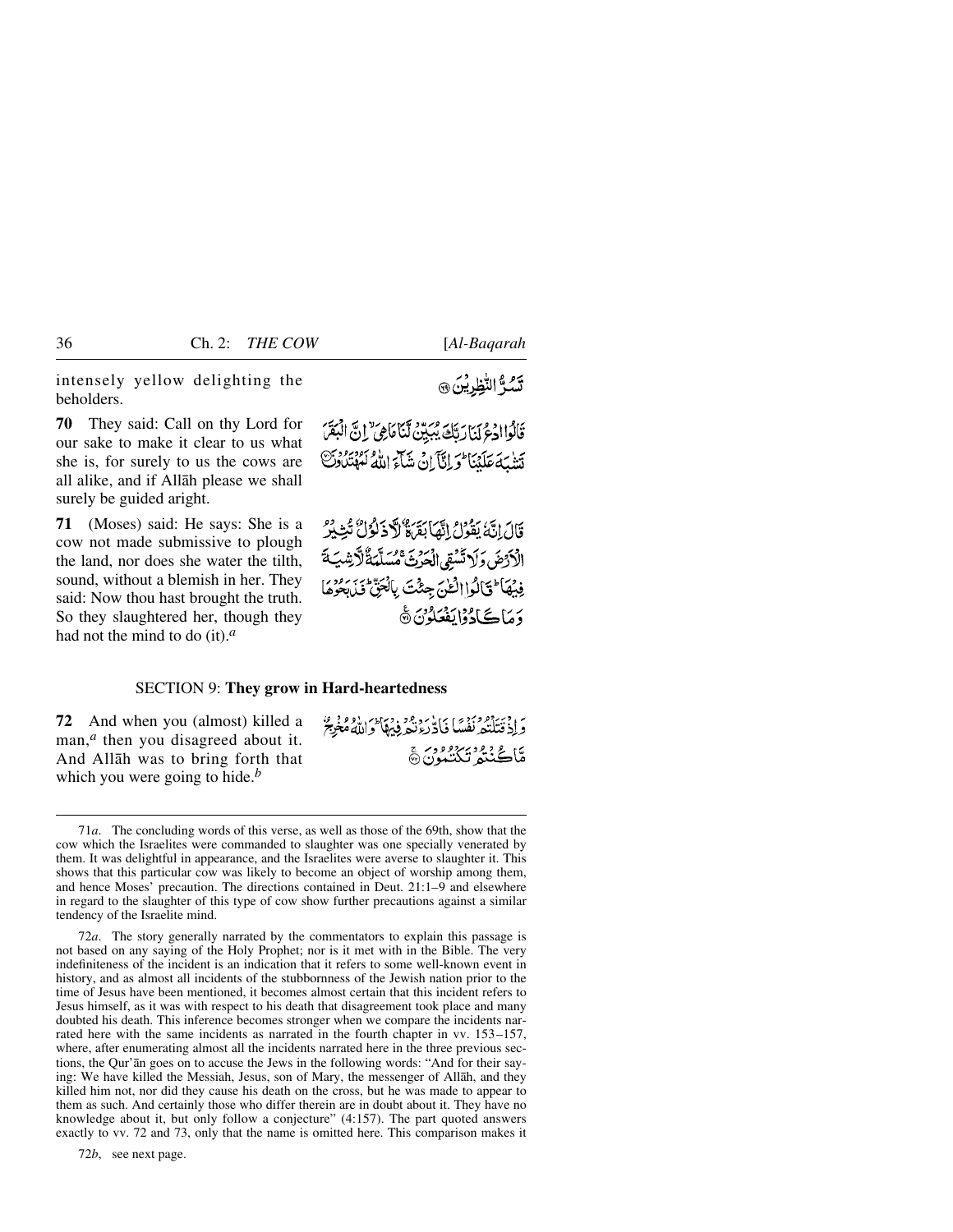intensely yellow delighting the beholders.

تَسُرُّ النّٰظِرِيْنَ ﴿۶۹﴾

**70** They said: Call on thy Lord for our sake to make it clear to us what she is, for surely to us the cows are all alike, and if Allāh please we shall surely be guided aright.

قَالُوا ادْعُ لَنَا رَبَّكَ يُبَيِّنْ لَّنَا مَا هِيَ ۙ اِنَّ الْبَقَرَ تَشٰبَهَ عَلَيْنَا ؕ وَاِنَّآ اِنْ شَآءَ اللّٰهُ لَمُهْتَدُوْنَ ﴿۷۰﴾

**71** (Moses) said: He says: She is a cow not made submissive to plough the land, nor does she water the tilth, sound, without a blemish in her. They said: Now thou hast brought the truth. So they slaughtered her, though they had not the mind to do (it).[a]

قَالَ اِنَّهٗ يَقُوْلُ اِنَّهَا بَقَرَةٌ لَّا ذَلُوْلٌ تُثِيْرُ الْاَرْضَ وَلَا تَسْقِي الْحَرْثَ ۚ مُسَلَّمَةٌ لَّا شِيَةَ فِيْهَا ؕ قَالُوا الْـٰٔنَ جِئْتَ بِالْحَقِّ ؕ فَذَبَحُوْهَا وَمَا كَادُوْا يَفْعَلُوْنَ ﴿۷۱﴾

## SECTION 9: They grow in Hard-heartedness

**72** And when you (almost) killed a man,[a] then you disagreed about it. And Allāh was to bring forth that which you were going to hide.[b]

وَاِذْ قَتَلْتُمْ نَفْسًا فَادّٰرَءْتُمْ فِيْهَا ؕ وَاللّٰهُ مُخْرِجٌ مَّا كُنْتُمْ تَكْتُمُوْنَ ﴿۷۲﴾

---

71*a*. The concluding words of this verse, as well as those of the 69th, show that the cow which the Israelites were commanded to slaughter was one specially venerated by them. It was delightful in appearance, and the Israelites were averse to slaughter it. This shows that this particular cow was likely to become an object of worship among them, and hence Moses' precaution. The directions contained in Deut. 21:1–9 and elsewhere in regard to the slaughter of this type of cow show further precautions against a similar tendency of the Israelite mind.

72*a*. The story generally narrated by the commentators to explain this passage is not based on any saying of the Holy Prophet; nor is it met with in the Bible. The very indefiniteness of the incident is an indication that it refers to some well-known event in history, and as almost all incidents of the stubbornness of the Jewish nation prior to the time of Jesus have been mentioned, it becomes almost certain that this incident refers to Jesus himself, as it was with respect to his death that disagreement took place and many doubted his death. This inference becomes stronger when we compare the incidents narrated here with the same incidents as narrated in the fourth chapter in vv. 153–157, where, after enumerating almost all the incidents narrated here in the three previous sections, the Qur'ān goes on to accuse the Jews in the following words: "And for their saying: We have killed the Messiah, Jesus, son of Mary, the messenger of Allāh, and they killed him not, nor did they cause his death on the cross, but he was made to appear to them as such. And certainly those who differ therein are in doubt about it. They have no knowledge about it, but only follow a conjecture" (4:157). The part quoted answers exactly to vv. 72 and 73, only that the name is omitted here. This comparison makes it

72*b*, see next page.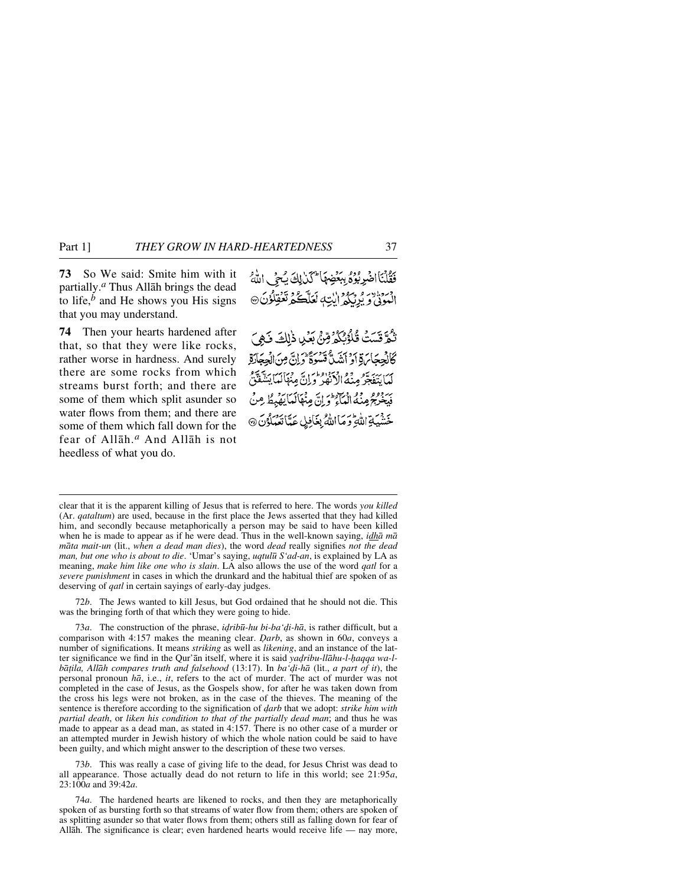**73** So We said: Smite him with it partially.[a] Thus Allāh brings the dead to life,[b] and He shows you His signs that you may understand.

فَقُلْنَا اضْرِبُوْهُ بِبَعْضِهَا ۚ كَذٰلِكَ يُحْيِ اللّٰهُ الْمَوْتٰى ۙ وَ يُرِيْكُمْ اٰيٰتِهٖ لَعَلَّكُمْ تَعْقِلُوْنَ ۝

**74** Then your hearts hardened after that, so that they were like rocks, rather worse in hardness. And surely there are some rocks from which streams burst forth; and there are some of them which split asunder so water flows from them; and there are some of them which fall down for the fear of Allāh.[a] And Allāh is not heedless of what you do.

ثُمَّ قَسَتْ قُلُوْبُكُمْ مِّنْۢ بَعْدِ ذٰلِكَ فَهِيَ كَالْحِجَارَةِ اَوْ اَشَدُّ قَسْوَةً ؕ وَ اِنَّ مِنَ الْحِجَارَةِ لَمَا يَتَفَجَّرُ مِنْهُ الْاَنْهٰرُ ؕ وَ اِنَّ مِنْهَا لَمَا يَشَّقَّقُ فَيَخْرُجُ مِنْهُ الْمَآءُ ؕ وَ اِنَّ مِنْهَا لَمَا يَهْبِطُ مِنْ خَشْيَةِ اللّٰهِ ؕ وَ مَا اللّٰهُ بِغَافِلٍ عَمَّا تَعْمَلُوْنَ ۝

---

clear that it is the apparent killing of Jesus that is referred to here. The words *you killed* (Ar. *qataltum*) are used, because in the first place the Jews asserted that they had killed him, and secondly because metaphorically a person may be said to have been killed when he is made to appear as if he were dead. Thus in the well-known saying, *idhā mā māta mait-un* (lit., *when a dead man dies*), the word *dead* really signifies *not the dead man, but one who is about to die*. 'Umar's saying, *uqtulū S'ad-an*, is explained by LA as meaning, *make him like one who is slain*. LA also allows the use of the word *qatl* for a *severe punishment* in cases in which the drunkard and the habitual thief are spoken of as deserving of *qatl* in certain sayings of early-day judges.

72*b*. The Jews wanted to kill Jesus, but God ordained that he should not die. This was the bringing forth of that which they were going to hide.

73*a*. The construction of the phrase, *iḍribū-hu bi-ba'ḍi-hā*, is rather difficult, but a comparison with 4:157 makes the meaning clear. *Ḍarb*, as shown in 60*a*, conveys a number of significations. It means *striking* as well as *likening*, and an instance of the latter significance we find in the Qur'ān itself, where it is said *yaḍribu-llāhu-l-ḥaqqa wa-l-bāṭila, Allāh compares truth and falsehood* (13:17). In *ba'ḍi-hā* (lit., *a part of it*), the personal pronoun *hā*, i.e., *it*, refers to the act of murder. The act of murder was not completed in the case of Jesus, as the Gospels show, for after he was taken down from the cross his legs were not broken, as in the case of the thieves. The meaning of the sentence is therefore according to the signification of *ḍarb* that we adopt: *strike him with partial death*, or *liken his condition to that of the partially dead man*; and thus he was made to appear as a dead man, as stated in 4:157. There is no other case of a murder or an attempted murder in Jewish history of which the whole nation could be said to have been guilty, and which might answer to the description of these two verses.

73*b*. This was really a case of giving life to the dead, for Jesus Christ was dead to all appearance. Those actually dead do not return to life in this world; see 21:95*a*, 23:100*a* and 39:42*a*.

74*a*. The hardened hearts are likened to rocks, and then they are metaphorically spoken of as bursting forth so that streams of water flow from them; others are spoken of as splitting asunder so that water flows from them; others still as falling down for fear of Allāh. The significance is clear; even hardened hearts would receive life — nay more,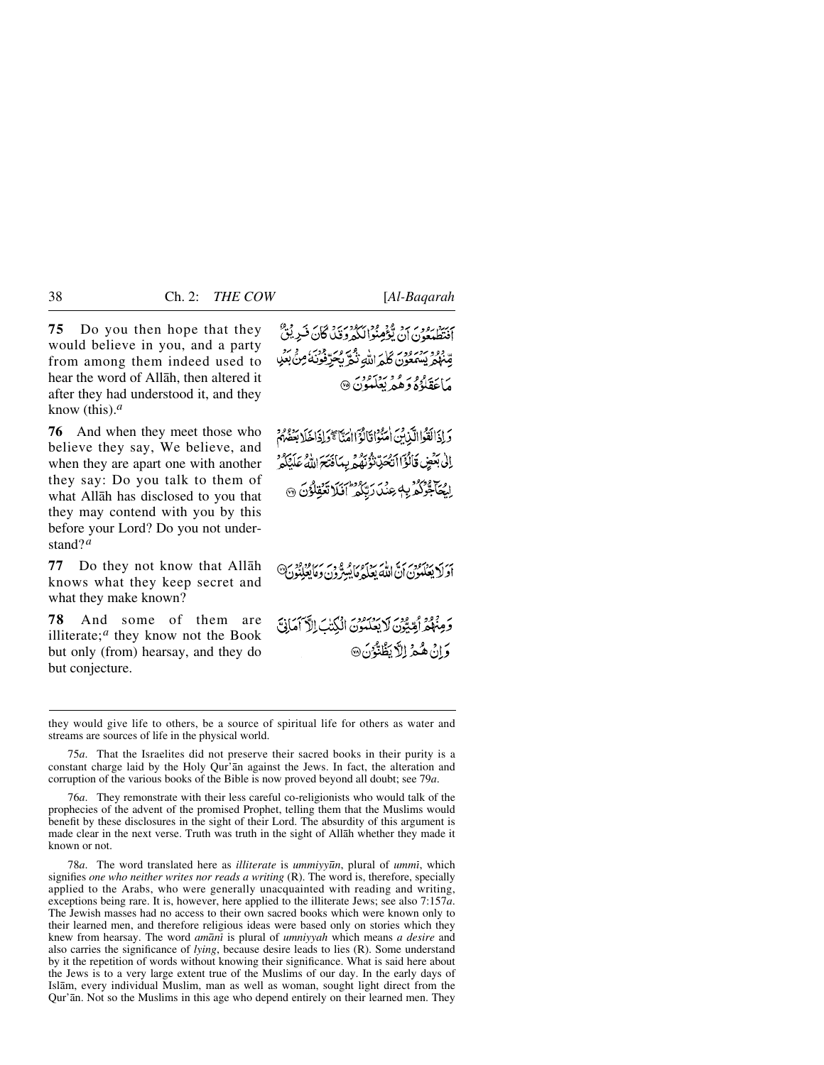**75** Do you then hope that they would believe in you, and a party from among them indeed used to hear the word of Allāh, then altered it after they had understood it, and they know (this).[a]

أَفَتَطْمَعُونَ أَنْ يُؤْمِنُوا لَكُمْ وَقَدْ كَانَ فَرِيقٌ مِّنْهُمْ يَسْمَعُونَ كَلَامَ اللَّهِ ثُمَّ يُحَرِّفُونَهُ مِنْ بَعْدِ مَا عَقَلُوهُ وَهُمْ يَعْلَمُونَ ﴿٧٥﴾

**76** And when they meet those who believe they say, We believe, and when they are apart one with another they say: Do you talk to them of what Allāh has disclosed to you that they may contend with you by this before your Lord? Do you not understand?[a]

وَإِذَا لَقُوا الَّذِينَ آمَنُوا قَالُوا آمَنَّا وَإِذَا خَلَا بَعْضُهُمْ إِلَىٰ بَعْضٍ قَالُوا أَتُحَدِّثُونَهُمْ بِمَا فَتَحَ اللَّهُ عَلَيْكُمْ لِيُحَاجُّوكُمْ بِهِ عِنْدَ رَبِّكُمْ أَفَلَا تَعْقِلُونَ ﴿٧٦﴾

**77** Do they not know that Allāh knows what they keep secret and what they make known?

أَوَلَا يَعْلَمُونَ أَنَّ اللَّهَ يَعْلَمُ مَا يُسِرُّونَ وَمَا يُعْلِنُونَ ﴿٧٧﴾

**78** And some of them are illiterate;[a] they know not the Book but only (from) hearsay, and they do but conjecture.

وَمِنْهُمْ أُمِّيُّونَ لَا يَعْلَمُونَ الْكِتَابَ إِلَّا أَمَانِيَّ وَإِنْ هُمْ إِلَّا يَظُنُّونَ ﴿٧٨﴾

---

they would give life to others, be a source of spiritual life for others as water and streams are sources of life in the physical world.

75*a*. That the Israelites did not preserve their sacred books in their purity is a constant charge laid by the Holy Qur'ān against the Jews. In fact, the alteration and corruption of the various books of the Bible is now proved beyond all doubt; see 79*a*.

76*a*. They remonstrate with their less careful co-religionists who would talk of the prophecies of the advent of the promised Prophet, telling them that the Muslims would benefit by these disclosures in the sight of their Lord. The absurdity of this argument is made clear in the next verse. Truth was truth in the sight of Allāh whether they made it known or not.

78*a*. The word translated here as *illiterate* is *ummiyyūn*, plural of *ummī*, which signifies *one who neither writes nor reads a writing* (R). The word is, therefore, specially applied to the Arabs, who were generally unacquainted with reading and writing, exceptions being rare. It is, however, here applied to the illiterate Jews; see also 7:157*a*. The Jewish masses had no access to their own sacred books which were known only to their learned men, and therefore religious ideas were based only on stories which they knew from hearsay. The word *amānī* is plural of *umniyyah* which means *a desire* and also carries the significance of *lying*, because desire leads to lies (R). Some understand by it the repetition of words without knowing their significance. What is said here about the Jews is to a very large extent true of the Muslims of our day. In the early days of Islām, every individual Muslim, man as well as woman, sought light direct from the Qur'ān. Not so the Muslims in this age who depend entirely on their learned men. They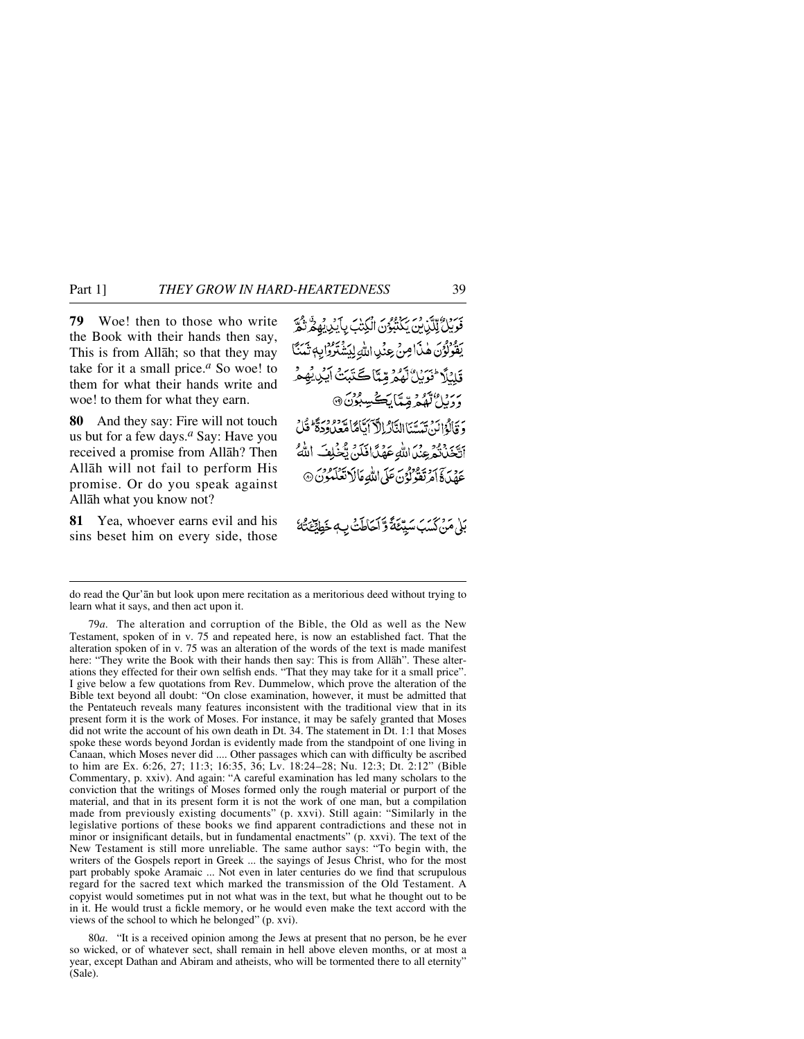**79** Woe! then to those who write the Book with their hands then say, This is from Allāh; so that they may take for it a small price.[a] So woe! to them for what their hands write and woe! to them for what they earn.

فَوَيْلٌ لِّلَّذِيْنَ يَكْتُبُوْنَ الْكِتٰبَ بِاَيْدِيْهِمْ ثُمَّ يَقُوْلُوْنَ هٰذَا مِنْ عِنْدِ اللّٰهِ لِيَشْتَرُوْا بِهٖ ثَمَنًا قَلِيْلًا ؕ فَوَيْلٌ لَّهُمْ مِّمَّا كَتَبَتْ اَيْدِيْهِمْ وَوَيْلٌ لَّهُمْ مِّمَّا يَكْسِبُوْنَ ﴿۷۹﴾

**80** And they say: Fire will not touch us but for a few days.[a] Say: Have you received a promise from Allāh? Then Allāh will not fail to perform His promise. Or do you speak against Allāh what you know not?

وَقَالُوْا لَنْ تَمَسَّنَا النَّارُ اِلَّاۤ اَيَّامًا مَّعْدُوْدَةً ؕ قُلْ اَتَّخَذْتُمْ عِنْدَ اللّٰهِ عَهْدًا فَلَنْ يُّخْلِفَ اللّٰهُ عَهْدَهٗۤ اَمْ تَقُوْلُوْنَ عَلَى اللّٰهِ مَا لَا تَعْلَمُوْنَ ﴿۸۰﴾

**81** Yea, whoever earns evil and his sins beset him on every side, those

بَلٰى مَنْ كَسَبَ سَيِّئَةً وَّاَحَاطَتْ بِهٖ خَطِيْٓـَٔتُهٗ

---

do read the Qur'ān but look upon mere recitation as a meritorious deed without trying to learn what it says, and then act upon it.

79*a*. The alteration and corruption of the Bible, the Old as well as the New Testament, spoken of in v. 75 and repeated here, is now an established fact. That the alteration spoken of in v. 75 was an alteration of the words of the text is made manifest here: "They write the Book with their hands then say: This is from Allāh". These alterations they effected for their own selfish ends. "That they may take for it a small price". I give below a few quotations from Rev. Dummelow, which prove the alteration of the Bible text beyond all doubt: "On close examination, however, it must be admitted that the Pentateuch reveals many features inconsistent with the traditional view that in its present form it is the work of Moses. For instance, it may be safely granted that Moses did not write the account of his own death in Dt. 34. The statement in Dt. 1:1 that Moses spoke these words beyond Jordan is evidently made from the standpoint of one living in Canaan, which Moses never did .... Other passages which can with difficulty be ascribed to him are Ex. 6:26, 27; 11:3; 16:35, 36; Lv. 18:24–28; Nu. 12:3; Dt. 2:12" (Bible Commentary, p. xxiv). And again: "A careful examination has led many scholars to the conviction that the writings of Moses formed only the rough material or purport of the material, and that in its present form it is not the work of one man, but a compilation made from previously existing documents" (p. xxvi). Still again: "Similarly in the legislative portions of these books we find apparent contradictions and these not in minor or insignificant details, but in fundamental enactments" (p. xxvi). The text of the New Testament is still more unreliable. The same author says: "To begin with, the writers of the Gospels report in Greek ... the sayings of Jesus Christ, who for the most part probably spoke Aramaic ... Not even in later centuries do we find that scrupulous regard for the sacred text which marked the transmission of the Old Testament. A copyist would sometimes put in not what was in the text, but what he thought out to be in it. He would trust a fickle memory, or he would even make the text accord with the views of the school to which he belonged" (p. xvi).

80*a*. "It is a received opinion among the Jews at present that no person, be he ever so wicked, or of whatever sect, shall remain in hell above eleven months, or at most a year, except Dathan and Abiram and atheists, who will be tormented there to all eternity" (Sale).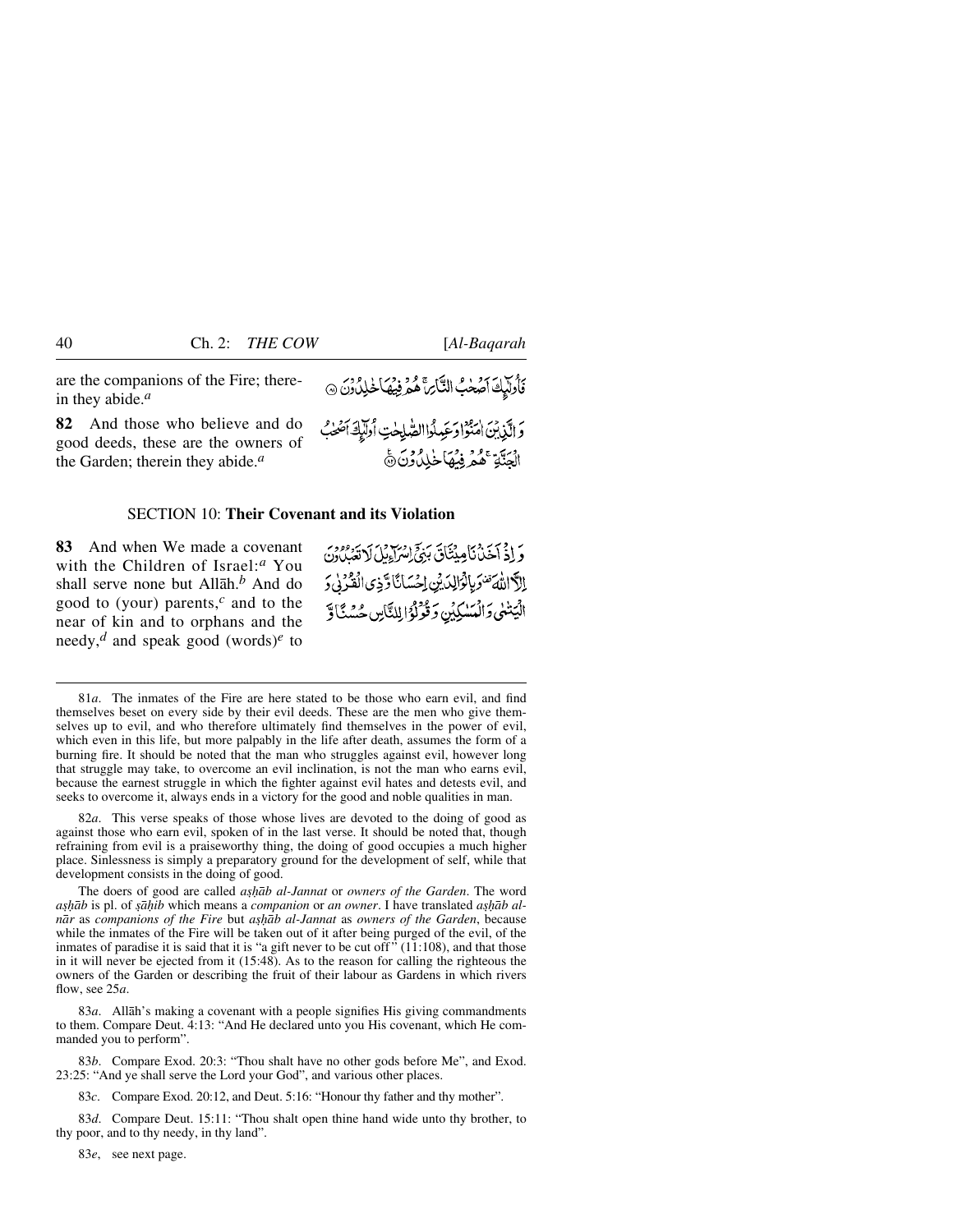are the companions of the Fire; therein they abide.[a]

فَأُولَٰٓئِكَ أَصْحَٰبُ ٱلنَّارِ ۖ هُمْ فِيهَا خَٰلِدُونَ ۝٨١

**82** And those who believe and do good deeds, these are the owners of the Garden; therein they abide.[a]

وَٱلَّذِينَ ءَامَنُوا۟ وَعَمِلُوا۟ ٱلصَّٰلِحَٰتِ أُولَٰٓئِكَ أَصْحَٰبُ ٱلْجَنَّةِ ۖ هُمْ فِيهَا خَٰلِدُونَ ۝٨٢

## SECTION 10: **Their Covenant and its Violation**

**83** And when We made a covenant with the Children of Israel:[a] You shall serve none but Allāh.[b] And do good to (your) parents,[c] and to the near of kin and to orphans and the needy,[d] and speak good (words)[e] to

وَإِذْ أَخَذْنَا مِيثَٰقَ بَنِىٓ إِسْرَٰٓءِيلَ لَا تَعْبُدُونَ إِلَّا ٱللَّهَ وَبِٱلْوَٰلِدَيْنِ إِحْسَانًا وَذِى ٱلْقُرْبَىٰ وَٱلْيَتَٰمَىٰ وَٱلْمَسَٰكِينِ وَقُولُوا۟ لِلنَّاسِ حُسْنًا وَ

---

81*a*. The inmates of the Fire are here stated to be those who earn evil, and find themselves beset on every side by their evil deeds. These are the men who give themselves up to evil, and who therefore ultimately find themselves in the power of evil, which even in this life, but more palpably in the life after death, assumes the form of a burning fire. It should be noted that the man who struggles against evil, however long that struggle may take, to overcome an evil inclination, is not the man who earns evil, because the earnest struggle in which the fighter against evil hates and detests evil, and seeks to overcome it, always ends in a victory for the good and noble qualities in man.

82*a*. This verse speaks of those whose lives are devoted to the doing of good as against those who earn evil, spoken of in the last verse. It should be noted that, though refraining from evil is a praiseworthy thing, the doing of good occupies a much higher place. Sinlessness is simply a preparatory ground for the development of self, while that development consists in the doing of good.

The doers of good are called *aṣḥāb al-Jannat* or *owners of the Garden*. The word *aṣḥāb* is pl. of *ṣāḥib* which means a *companion* or *an owner*. I have translated *aṣḥāb al-nār* as *companions of the Fire* but *aṣḥāb al-Jannat* as *owners of the Garden*, because while the inmates of the Fire will be taken out of it after being purged of the evil, of the inmates of paradise it is said that it is "a gift never to be cut off" (11:108), and that those in it will never be ejected from it (15:48). As to the reason for calling the righteous the owners of the Garden or describing the fruit of their labour as Gardens in which rivers flow, see 25*a*.

83*a*. Allāh's making a covenant with a people signifies His giving commandments to them. Compare Deut. 4:13: "And He declared unto you His covenant, which He commanded you to perform".

83*b*. Compare Exod. 20:3: "Thou shalt have no other gods before Me", and Exod. 23:25: "And ye shall serve the Lord your God", and various other places.

83*c*. Compare Exod. 20:12, and Deut. 5:16: "Honour thy father and thy mother".

83*d*. Compare Deut. 15:11: "Thou shalt open thine hand wide unto thy brother, to thy poor, and to thy needy, in thy land".

83*e*, see next page.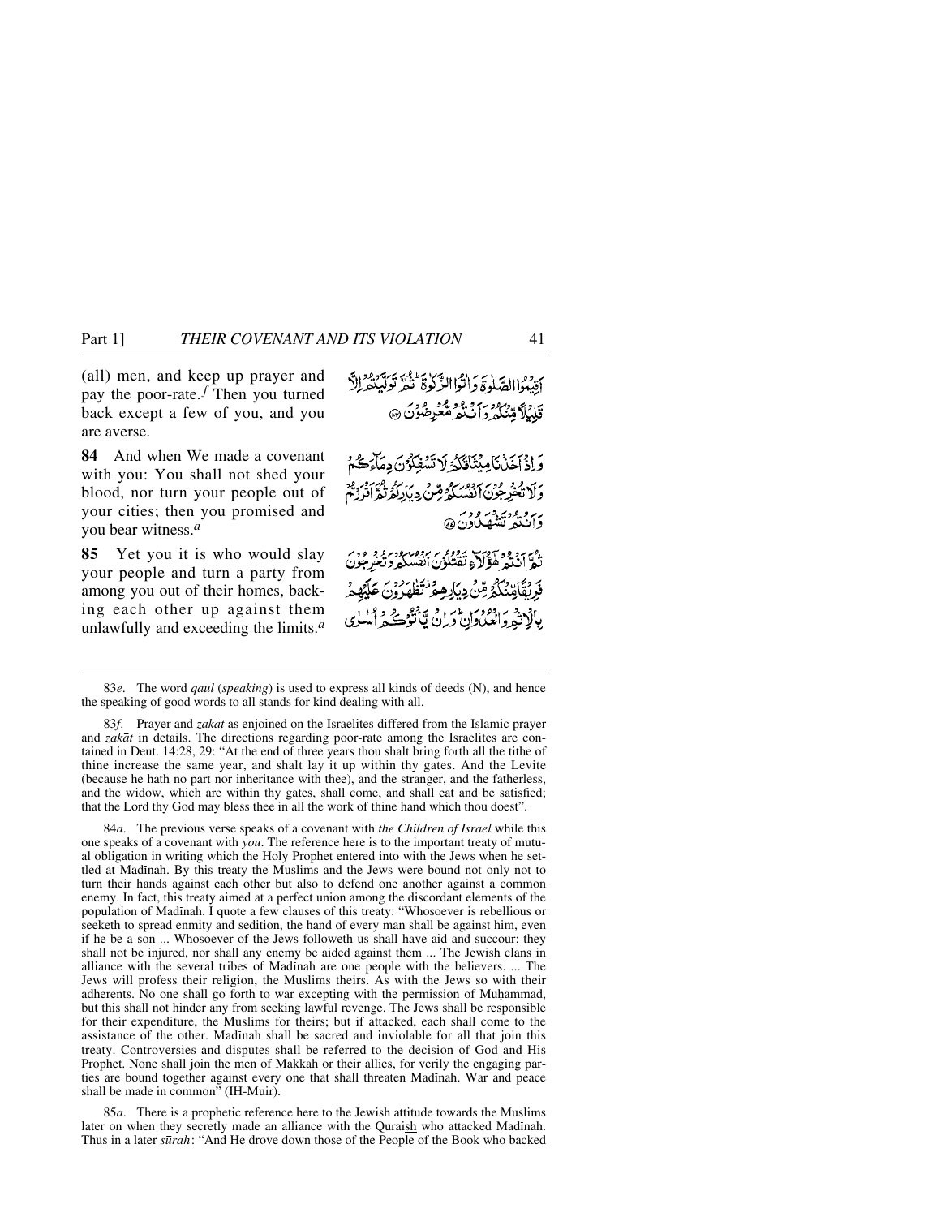(all) men, and keep up prayer and pay the poor-rate.[f] Then you turned back except a few of you, and you are averse.

أَقِيمُوا الصَّلٰوةَ وَاٰتُوا الزَّكٰوةَ ۗ ثُمَّ تَوَلَّيْتُمْ إِلَّا قَلِيلًا مِّنْكُمْ وَأَنْتُمْ مُّعْرِضُونَ ﴿۸۳﴾

**84** And when We made a covenant with you: You shall not shed your blood, nor turn your people out of your cities; then you promised and you bear witness.[a]

وَإِذْ أَخَذْنَا مِيثَاقَكُمْ لَا تَسْفِكُونَ دِمَآءَكُمْ وَلَا تُخْرِجُونَ أَنْفُسَكُمْ مِّنْ دِيَارِكُمْ ثُمَّ أَقْرَرْتُمْ وَأَنْتُمْ تَشْهَدُونَ ﴿۸۴﴾

**85** Yet you it is who would slay your people and turn a party from among you out of their homes, backing each other up against them unlawfully and exceeding the limits.[a]

ثُمَّ أَنْتُمْ هٰٓؤُلَآءِ تَقْتُلُونَ أَنْفُسَكُمْ وَتُخْرِجُونَ فَرِيقًا مِّنْكُمْ مِّنْ دِيَارِهِمْ تَظٰهَرُونَ عَلَيْهِمْ بِالْإِثْمِ وَالْعُدْوَانِ ۗ وَإِنْ يَّأْتُوكُمْ أُسٰرٰى

---

83*e*. The word *qaul* (*speaking*) is used to express all kinds of deeds (N), and hence the speaking of good words to all stands for kind dealing with all.

83*f*. Prayer and *zakāt* as enjoined on the Israelites differed from the Islāmic prayer and *zakāt* in details. The directions regarding poor-rate among the Israelites are contained in Deut. 14:28, 29: "At the end of three years thou shalt bring forth all the tithe of thine increase the same year, and shalt lay it up within thy gates. And the Levite (because he hath no part nor inheritance with thee), and the stranger, and the fatherless, and the widow, which are within thy gates, shall come, and shall eat and be satisfied; that the Lord thy God may bless thee in all the work of thine hand which thou doest".

84*a*. The previous verse speaks of a covenant with *the Children of Israel* while this one speaks of a covenant with *you*. The reference here is to the important treaty of mutual obligation in writing which the Holy Prophet entered into with the Jews when he settled at Madīnah. By this treaty the Muslims and the Jews were bound not only not to turn their hands against each other but also to defend one another against a common enemy. In fact, this treaty aimed at a perfect union among the discordant elements of the population of Madīnah. I quote a few clauses of this treaty: "Whosoever is rebellious or seeketh to spread enmity and sedition, the hand of every man shall be against him, even if he be a son ... Whosoever of the Jews followeth us shall have aid and succour; they shall not be injured, nor shall any enemy be aided against them ... The Jewish clans in alliance with the several tribes of Madīnah are one people with the believers. ... The Jews will profess their religion, the Muslims theirs. As with the Jews so with their adherents. No one shall go forth to war excepting with the permission of Muḥammad, but this shall not hinder any from seeking lawful revenge. The Jews shall be responsible for their expenditure, the Muslims for theirs; but if attacked, each shall come to the assistance of the other. Madīnah shall be sacred and inviolable for all that join this treaty. Controversies and disputes shall be referred to the decision of God and His Prophet. None shall join the men of Makkah or their allies, for verily the engaging parties are bound together against every one that shall threaten Madīnah. War and peace shall be made in common" (IH-Muir).

85*a*. There is a prophetic reference here to the Jewish attitude towards the Muslims later on when they secretly made an alliance with the Quraish who attacked Madīnah. Thus in a later *sūrah*: "And He drove down those of the People of the Book who backed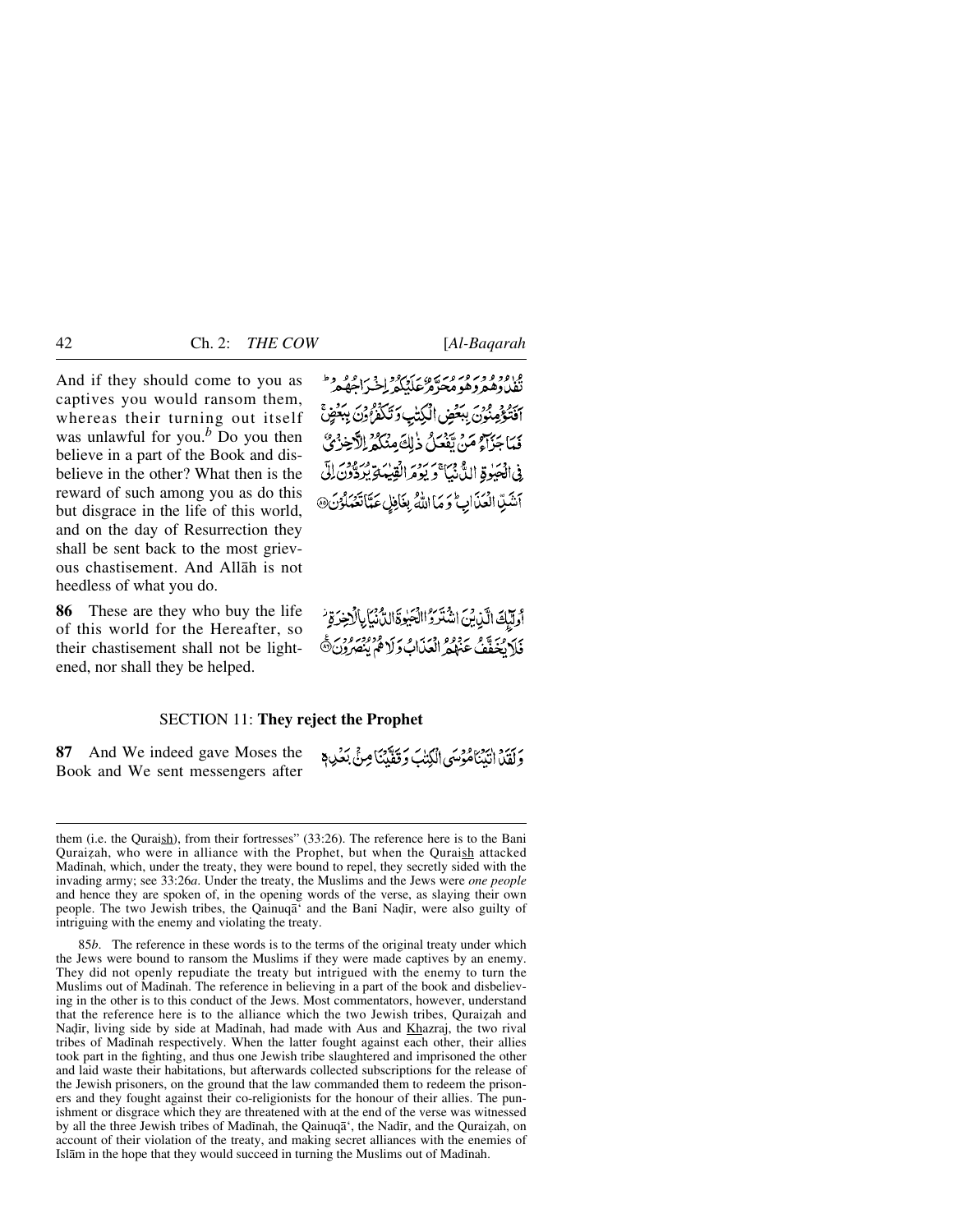And if they should come to you as captives you would ransom them, whereas their turning out itself was unlawful for you.[b] Do you then believe in a part of the Book and disbelieve in the other? What then is the reward of such among you as do this but disgrace in the life of this world, and on the day of Resurrection they shall be sent back to the most grievous chastisement. And Allāh is not heedless of what you do.

تُفٰدُوْهُمْ وَهُوَ مُحَرَّمٌ عَلَيْكُمْ اِخْرَاجُهُمْ ؕ اَفَتُؤْمِنُوْنَ بِبَعْضِ الْكِتٰبِ وَتَكْفُرُوْنَ بِبَعْضٍ ۚ فَمَا جَزَآءُ مَنْ يَّفْعَلُ ذٰلِكَ مِنْكُمْ اِلَّا خِزْيٌ فِي الْحَيٰوةِ الدُّنْيَا ۚ وَيَوْمَ الْقِيٰمَةِ يُرَدُّوْنَ اِلٰٓى اَشَدِّ الْعَذَابِ ؕ وَمَا اللّٰهُ بِغَافِلٍ عَمَّا تَعْمَلُوْنَ ﴿۸۵﴾

**86** These are they who buy the life of this world for the Hereafter, so their chastisement shall not be lightened, nor shall they be helped.

اُولٰٓئِكَ الَّذِيْنَ اشْتَرَوُا الْحَيٰوةَ الدُّنْيَا بِالْاٰخِرَةِ ۫ فَلَا يُخَفَّفُ عَنْهُمُ الْعَذَابُ وَلَا هُمْ يُنْصَرُوْنَ ﴿۸۶﴾

## SECTION 11: **They reject the Prophet**

**87** And We indeed gave Moses the Book and We sent messengers after

وَلَقَدْ اٰتَيْنَا مُوْسَى الْكِتٰبَ وَقَفَّيْنَا مِنْۢ بَعْدِهٖ

---

them (i.e. the Quraish), from their fortresses" (33:26). The reference here is to the Bani Quraiẓah, who were in alliance with the Prophet, but when the Quraish attacked Madīnah, which, under the treaty, they were bound to repel, they secretly sided with the invading army; see 33:26*a*. Under the treaty, the Muslims and the Jews were *one people* and hence they are spoken of, in the opening words of the verse, as slaying their own people. The two Jewish tribes, the Qainuqā' and the Banī Naḍīr, were also guilty of intriguing with the enemy and violating the treaty.

85*b*. The reference in these words is to the terms of the original treaty under which the Jews were bound to ransom the Muslims if they were made captives by an enemy. They did not openly repudiate the treaty but intrigued with the enemy to turn the Muslims out of Madīnah. The reference in believing in a part of the book and disbelieving in the other is to this conduct of the Jews. Most commentators, however, understand that the reference here is to the alliance which the two Jewish tribes, Quraiẓah and Naḍīr, living side by side at Madīnah, had made with Aus and Khazraj, the two rival tribes of Madīnah respectively. When the latter fought against each other, their allies took part in the fighting, and thus one Jewish tribe slaughtered and imprisoned the other and laid waste their habitations, but afterwards collected subscriptions for the release of the Jewish prisoners, on the ground that the law commanded them to redeem the prisoners and they fought against their co-religionists for the honour of their allies. The punishment or disgrace which they are threatened with at the end of the verse was witnessed by all the three Jewish tribes of Madīnah, the Qainuqā', the Naḍīr, and the Quraiẓah, on account of their violation of the treaty, and making secret alliances with the enemies of Islām in the hope that they would succeed in turning the Muslims out of Madīnah.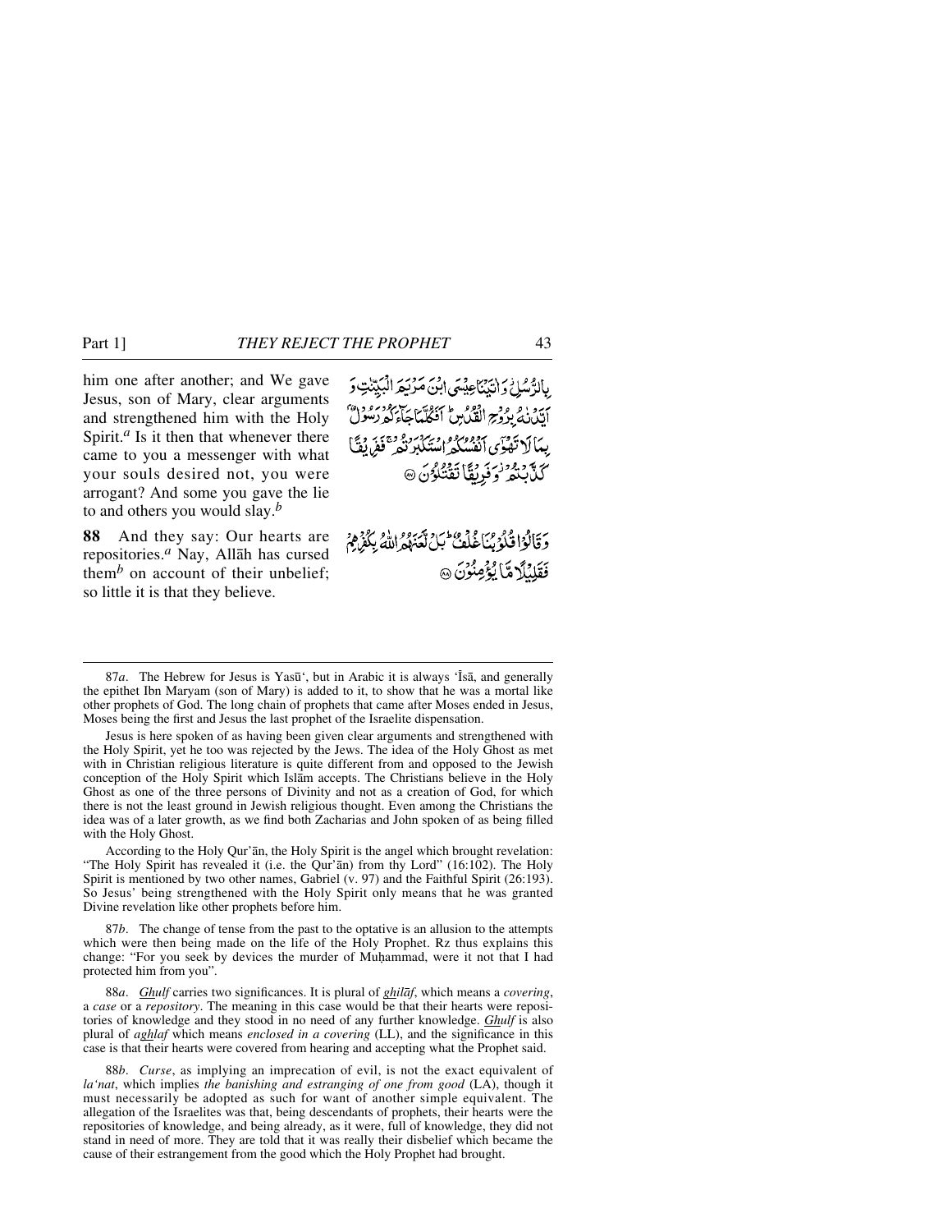him one after another; and We gave Jesus, son of Mary, clear arguments and strengthened him with the Holy Spirit.[a] Is it then that whenever there came to you a messenger with what your souls desired not, you were arrogant? And some you gave the lie to and others you would slay.[b]

بِالرُّسُلِ وَ اٰتَیۡنَا عِیۡسَی ابۡنَ مَرۡیَمَ الۡبَیِّنٰتِ وَ اَیَّدۡنٰہُ بِرُوۡحِ الۡقُدُسِ ؕ اَفَکُلَّمَا جَآءَکُمۡ رَسُوۡلٌۢ بِمَا لَا تَہۡوٰۤی اَنۡفُسُکُمُ اسۡتَکۡبَرۡتُمۡ ۚ فَفَرِیۡقًا کَذَّبۡتُمۡ ۫ وَ فَرِیۡقًا تَقۡتُلُوۡنَ ﴿۸۷﴾

**88** And they say: Our hearts are repositories.[a] Nay, Allāh has cursed them[b] on account of their unbelief; so little it is that they believe.

وَ قَالُوۡا قُلُوۡبُنَا غُلۡفٌ ؕ بَلۡ لَّعَنَہُمُ اللّٰہُ بِکُفۡرِہِمۡ فَقَلِیۡلًا مَّا یُؤۡمِنُوۡنَ ﴿۸۸﴾

---

87*a*. The Hebrew for Jesus is Yasū', but in Arabic it is always 'Īsā, and generally the epithet Ibn Maryam (son of Mary) is added to it, to show that he was a mortal like other prophets of God. The long chain of prophets that came after Moses ended in Jesus, Moses being the first and Jesus the last prophet of the Israelite dispensation.

Jesus is here spoken of as having been given clear arguments and strengthened with the Holy Spirit, yet he too was rejected by the Jews. The idea of the Holy Ghost as met with in Christian religious literature is quite different from and opposed to the Jewish conception of the Holy Spirit which Islām accepts. The Christians believe in the Holy Ghost as one of the three persons of Divinity and not as a creation of God, for which there is not the least ground in Jewish religious thought. Even among the Christians the idea was of a later growth, as we find both Zacharias and John spoken of as being filled with the Holy Ghost.

According to the Holy Qur'ān, the Holy Spirit is the angel which brought revelation: "The Holy Spirit has revealed it (i.e. the Qur'ān) from thy Lord" (16:102). The Holy Spirit is mentioned by two other names, Gabriel (v. 97) and the Faithful Spirit (26:193). So Jesus' being strengthened with the Holy Spirit only means that he was granted Divine revelation like other prophets before him.

87*b*. The change of tense from the past to the optative is an allusion to the attempts which were then being made on the life of the Holy Prophet. Rz thus explains this change: "For you seek by devices the murder of Muḥammad, were it not that I had protected him from you".

88*a*. *Ghulf* carries two significances. It is plural of *ghilāf*, which means a *covering*, a *case* or a *repository*. The meaning in this case would be that their hearts were repositories of knowledge and they stood in no need of any further knowledge. *Ghulf* is also plural of *aghlaf* which means *enclosed in a covering* (LL), and the significance in this case is that their hearts were covered from hearing and accepting what the Prophet said.

88*b*. *Curse*, as implying an imprecation of evil, is not the exact equivalent of *la'nat*, which implies *the banishing and estranging of one from good* (LA), though it must necessarily be adopted as such for want of another simple equivalent. The allegation of the Israelites was that, being descendants of prophets, their hearts were the repositories of knowledge, and being already, as it were, full of knowledge, they did not stand in need of more. They are told that it was really their disbelief which became the cause of their estrangement from the good which the Holy Prophet had brought.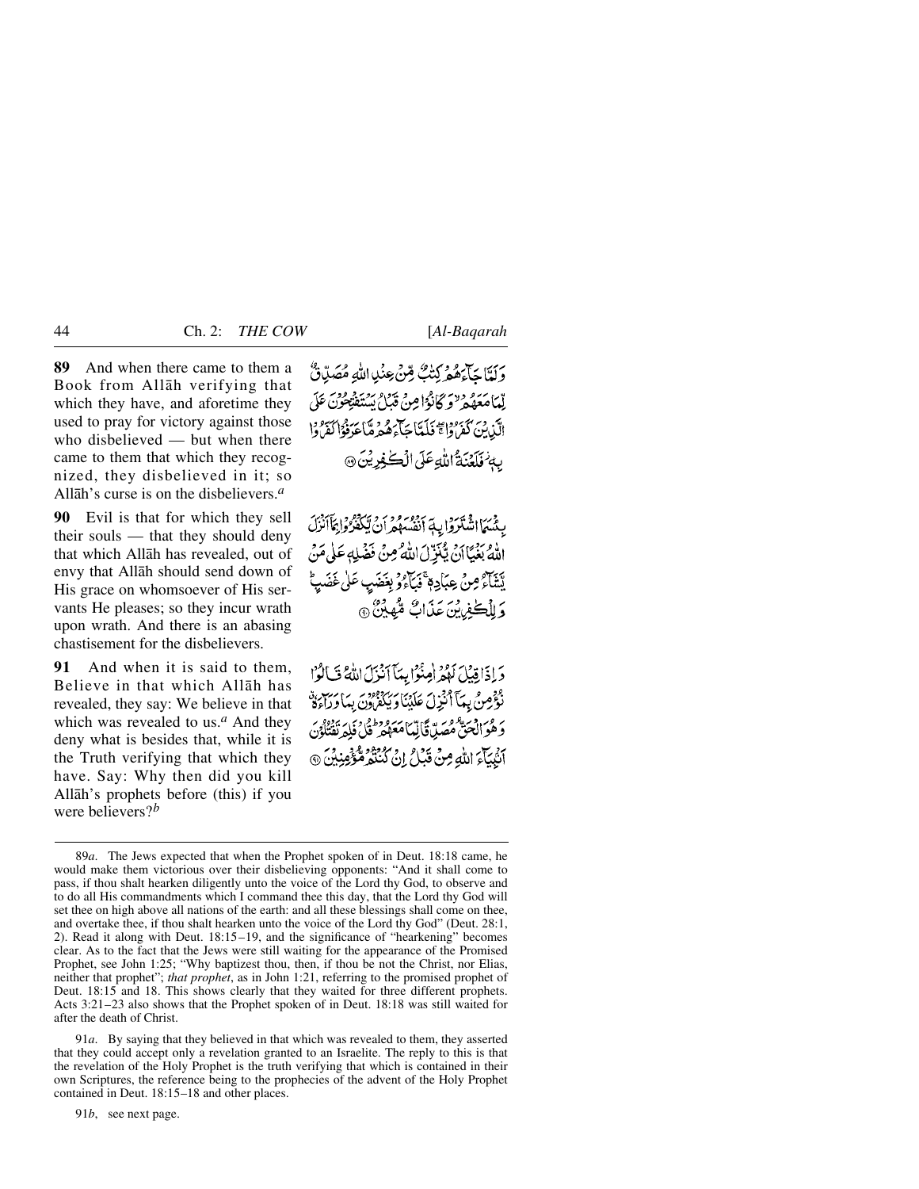**89** And when there came to them a Book from Allāh verifying that which they have, and aforetime they used to pray for victory against those who disbelieved — but when there came to them that which they recognized, they disbelieved in it; so Allāh's curse is on the disbelievers.[a]

وَلَمَّا جَآءَهُمْ كِتٰبٌ مِّنْ عِنْدِ اللّٰهِ مُصَدِّقٌ لِّمَا مَعَهُمْ ۙ وَكَانُوْا مِنْ قَبْلُ يَسْتَفْتِحُوْنَ عَلَى الَّذِيْنَ كَفَرُوْا ۚ فَلَمَّا جَآءَهُمْ مَّا عَرَفُوْا كَفَرُوْا بِهٖ ۫ فَلَعْنَةُ اللّٰهِ عَلَى الْكٰفِرِيْنَ ﴿۸۹﴾

**90** Evil is that for which they sell their souls — that they should deny that which Allāh has revealed, out of envy that Allāh should send down of His grace on whomsoever of His servants He pleases; so they incur wrath upon wrath. And there is an abasing chastisement for the disbelievers.

بِئْسَمَا اشْتَرَوْا بِهٖۤ اَنْفُسَهُمْ اَنْ يَّكْفُرُوْا بِمَاۤ اَنْزَلَ اللّٰهُ بَغْيًا اَنْ يُّنَزِّلَ اللّٰهُ مِنْ فَضْلِهٖ عَلٰى مَنْ يَّشَآءُ مِنْ عِبَادِهٖ ۚ فَبَآءُوْ بِغَضَبٍ عَلٰى غَضَبٍ ؕ وَلِلْكٰفِرِيْنَ عَذَابٌ مُّهِيْنٌ ﴿۹۰﴾

**91** And when it is said to them, Believe in that which Allāh has revealed, they say: We believe in that which was revealed to us.[a] And they deny what is besides that, while it is the Truth verifying that which they have. Say: Why then did you kill Allāh's prophets before (this) if you were believers?[b]

وَاِذَا قِيْلَ لَهُمْ اٰمِنُوْا بِمَاۤ اَنْزَلَ اللّٰهُ قَالُوْا نُؤْمِنُ بِمَاۤ اُنْزِلَ عَلَيْنَا وَيَكْفُرُوْنَ بِمَا وَرَآءَهٗ ۗ وَهُوَ الْحَقُّ مُصَدِّقًا لِّمَا مَعَهُمْ ؕ قُلْ فَلِمَ تَقْتُلُوْنَ اَنْۢبِيَآءَ اللّٰهِ مِنْ قَبْلُ اِنْ كُنْتُمْ مُّؤْمِنِيْنَ ﴿۹۱﴾

---

89*a*. The Jews expected that when the Prophet spoken of in Deut. 18:18 came, he would make them victorious over their disbelieving opponents: "And it shall come to pass, if thou shalt hearken diligently unto the voice of the Lord thy God, to observe and to do all His commandments which I command thee this day, that the Lord thy God will set thee on high above all nations of the earth: and all these blessings shall come on thee, and overtake thee, if thou shalt hearken unto the voice of the Lord thy God" (Deut. 28:1, 2). Read it along with Deut. 18:15–19, and the significance of "hearkening" becomes clear. As to the fact that the Jews were still waiting for the appearance of the Promised Prophet, see John 1:25; "Why baptizest thou, then, if thou be not the Christ, nor Elias, neither that prophet"; *that prophet*, as in John 1:21, referring to the promised prophet of Deut. 18:15 and 18. This shows clearly that they waited for three different prophets. Acts 3:21–23 also shows that the Prophet spoken of in Deut. 18:18 was still waited for after the death of Christ.

91*a*. By saying that they believed in that which was revealed to them, they asserted that they could accept only a revelation granted to an Israelite. The reply to this is that the revelation of the Holy Prophet is the truth verifying that which is contained in their own Scriptures, the reference being to the prophecies of the advent of the Holy Prophet contained in Deut. 18:15–18 and other places.

91*b*, see next page.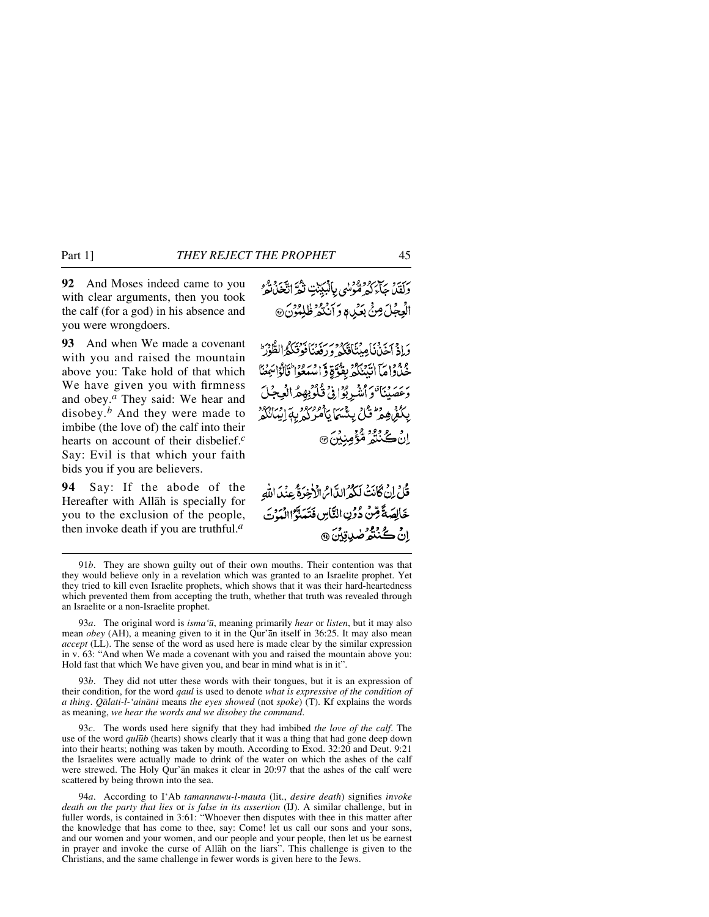**92** And Moses indeed came to you with clear arguments, then you took the calf (for a god) in his absence and you were wrongdoers.

وَلَقَدْ جَآءَكُمْ مُّوْسٰى بِالْبَيِّنٰتِ ثُمَّ اتَّخَذْتُمُ الْعِجْلَ مِنْۢ بَعْدِهٖ وَاَنْتُمْ ظٰلِمُوْنَ ﴿۹۲﴾

**93** And when We made a covenant with you and raised the mountain above you: Take hold of that which We have given you with firmness and obey.[a] They said: We hear and disobey.[b] And they were made to imbibe (the love of) the calf into their hearts on account of their disbelief.[c] Say: Evil is that which your faith bids you if you are believers.

وَاِذْ اَخَذْنَا مِيْثَاقَكُمْ وَرَفَعْنَا فَوْقَكُمُ الطُّوْرَ ؕ خُذُوْا مَآ اٰتَيْنٰكُمْ بِقُوَّةٍ وَّاسْمَعُوْا ؕ قَالُوْا سَمِعْنَا وَعَصَيْنَا ٭ وَاُشْرِبُوْا فِىْ قُلُوْبِهِمُ الْعِجْلَ بِكُفْرِهِمْ ؕ قُلْ بِئْسَمَا يَاْمُرُكُمْ بِهٖٓ اِيْمَانُكُمْ اِنْ كُنْتُمْ مُّؤْمِنِيْنَ ﴿۹۳﴾

**94** Say: If the abode of the Hereafter with Allāh is specially for you to the exclusion of the people, then invoke death if you are truthful.[a]

قُلْ اِنْ كَانَتْ لَكُمُ الدَّارُ الْاٰخِرَةُ عِنْدَ اللّٰهِ خَالِصَةً مِّنْ دُوْنِ النَّاسِ فَتَمَنَّوُا الْمَوْتَ اِنْ كُنْتُمْ صٰدِقِيْنَ ﴿۹۴﴾

---

91*b*. They are shown guilty out of their own mouths. Their contention was that they would believe only in a revelation which was granted to an Israelite prophet. Yet they tried to kill even Israelite prophets, which shows that it was their hard-heartedness which prevented them from accepting the truth, whether that truth was revealed through an Israelite or a non-Israelite prophet.

93*a*. The original word is *isma'ū*, meaning primarily *hear* or *listen*, but it may also mean *obey* (AH), a meaning given to it in the Qur'ān itself in 36:25. It may also mean *accept* (LL). The sense of the word as used here is made clear by the similar expression in v. 63: "And when We made a covenant with you and raised the mountain above you: Hold fast that which We have given you, and bear in mind what is in it".

93*b*. They did not utter these words with their tongues, but it is an expression of their condition, for the word *qaul* is used to denote *what is expressive of the condition of a thing*. *Qālati-l-'aināni* means *the eyes showed* (not *spoke*) (T). Kf explains the words as meaning, *we hear the words and we disobey the command*.

93*c*. The words used here signify that they had imbibed *the love of the calf*. The use of the word *qulūb* (hearts) shows clearly that it was a thing that had gone deep down into their hearts; nothing was taken by mouth. According to Exod. 32:20 and Deut. 9:21 the Israelites were actually made to drink of the water on which the ashes of the calf were strewed. The Holy Qur'ān makes it clear in 20:97 that the ashes of the calf were scattered by being thrown into the sea.

94*a*. According to I'Ab *tamannawu-l-mauta* (lit., *desire death*) signifies *invoke death on the party that lies* or *is false in its assertion* (IJ). A similar challenge, but in fuller words, is contained in 3:61: "Whoever then disputes with thee in this matter after the knowledge that has come to thee, say: Come! let us call our sons and your sons, and our women and your women, and our people and your people, then let us be earnest in prayer and invoke the curse of Allāh on the liars". This challenge is given to the Christians, and the same challenge in fewer words is given here to the Jews.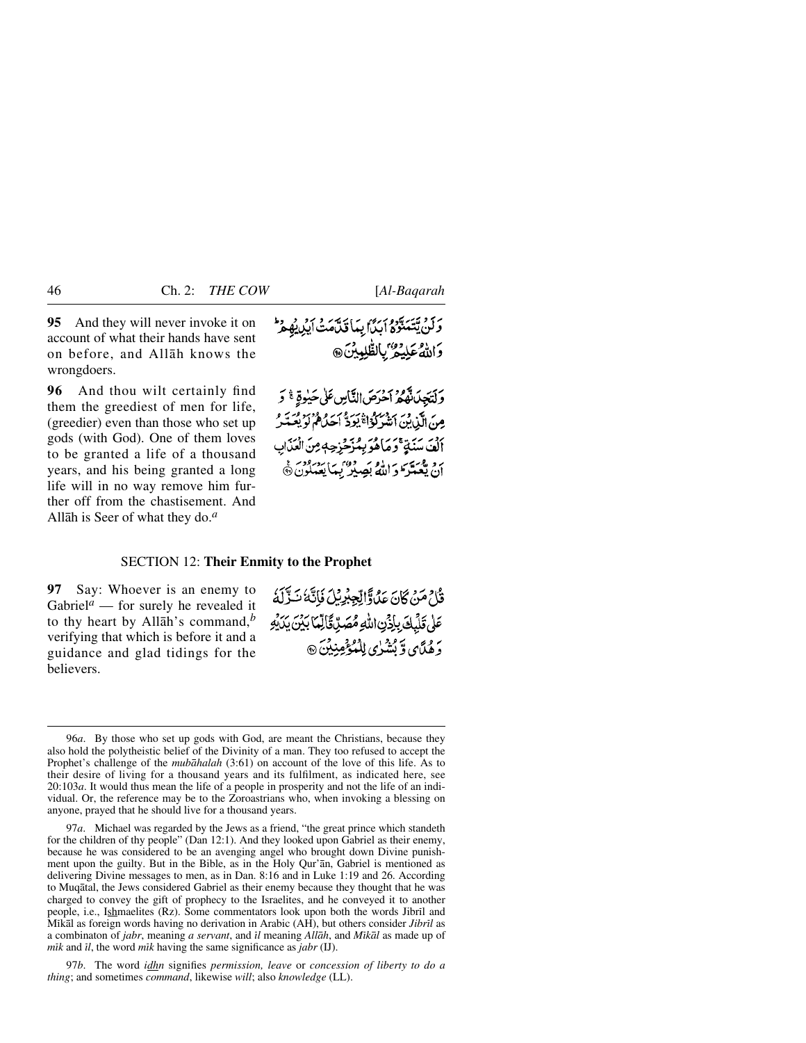**95** And they will never invoke it on account of what their hands have sent on before, and Allāh knows the wrongdoers.

وَلَنْ يَّتَمَنَّوْهُ اَبَدًا بِمَا قَدَّمَتْ اَيْدِيْهِمْ ؕ وَاللّٰهُ عَلِيْمٌۢ بِالظّٰلِمِيْنَ ۝

**96** And thou wilt certainly find them the greediest of men for life, (greedier) even than those who set up gods (with God). One of them loves to be granted a life of a thousand years, and his being granted a long life will in no way remove him further off from the chastisement. And Allāh is Seer of what they do.[a]

وَلَتَجِدَنَّهُمْ اَحْرَصَ النَّاسِ عَلٰى حَيٰوةٍ ۚ وَمِنَ الَّذِيْنَ اَشْرَكُوْا ۚ يَوَدُّ اَحَدُهُمْ لَوْ يُعَمَّرُ اَلْفَ سَنَةٍ ۚ وَمَا هُوَ بِمُزَحْزِحِهٖ مِنَ الْعَذَابِ اَنْ يُّعَمَّرَ ؕ وَاللّٰهُ بَصِيْرٌۢ بِمَا يَعْمَلُوْنَ ۝

## SECTION 12: **Their Enmity to the Prophet**

**97** Say: Whoever is an enemy to Gabriel[a] — for surely he revealed it to thy heart by Allāh's command,[b] verifying that which is before it and a guidance and glad tidings for the believers.

قُلْ مَنْ كَانَ عَدُوًّا لِّجِبْرِيْلَ فَاِنَّهٗ نَزَّلَهٗ عَلٰى قَلْبِكَ بِاِذْنِ اللّٰهِ مُصَدِّقًا لِّمَا بَيْنَ يَدَيْهِ وَهُدًى وَّبُشْرٰى لِلْمُؤْمِنِيْنَ ۝

---

96*a*. By those who set up gods with God, are meant the Christians, because they also hold the polytheistic belief of the Divinity of a man. They too refused to accept the Prophet's challenge of the *mubāhalah* (3:61) on account of the love of this life. As to their desire of living for a thousand years and its fulfilment, as indicated here, see 20:103*a*. It would thus mean the life of a people in prosperity and not the life of an individual. Or, the reference may be to the Zoroastrians who, when invoking a blessing on anyone, prayed that he should live for a thousand years.

97*a*. Michael was regarded by the Jews as a friend, "the great prince which standeth for the children of thy people" (Dan 12:1). And they looked upon Gabriel as their enemy, because he was considered to be an avenging angel who brought down Divine punishment upon the guilty. But in the Bible, as in the Holy Qur'ān, Gabriel is mentioned as delivering Divine messages to men, as in Dan. 8:16 and in Luke 1:19 and 26. According to Muqātal, the Jews considered Gabriel as their enemy because they thought that he was charged to convey the gift of prophecy to the Israelites, and he conveyed it to another people, i.e., Ishmaelites (Rz). Some commentators look upon both the words Jibrīl and Mikāl as foreign words having no derivation in Arabic (AH), but others consider *Jibrīl* as a combinaton of *jabr*, meaning *a servant*, and *īl* meaning *Allāh*, and *Mikāl* as made up of *mīk* and *īl*, the word *mīk* having the same significance as *jabr* (IJ).

97*b*. The word *idhn* signifies *permission, leave* or *concession of liberty to do a thing*; and sometimes *command*, likewise *will*; also *knowledge* (LL).